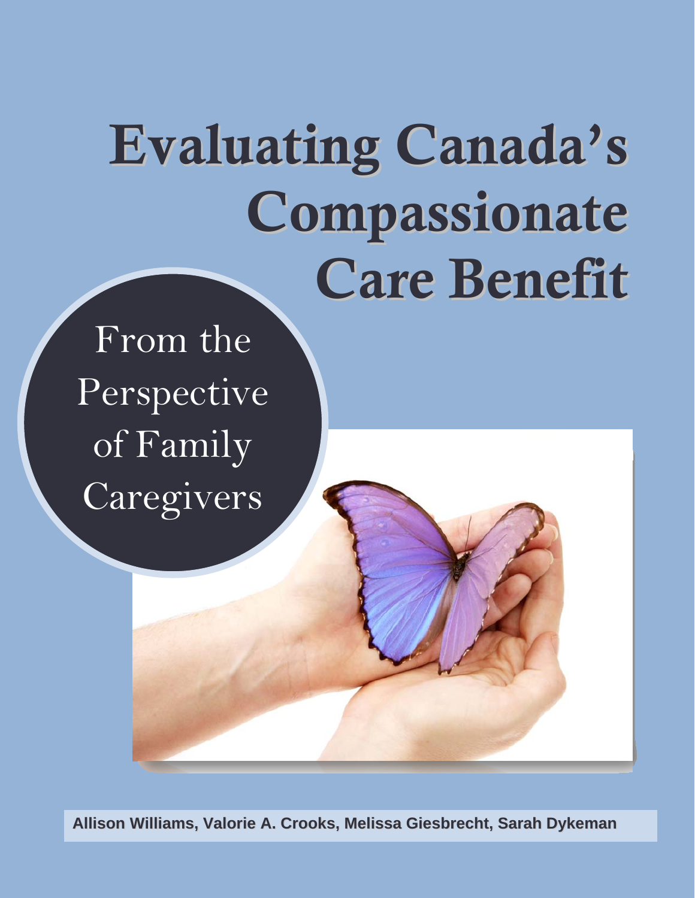# Evaluating Canada's Compassionate Care Benefit

## From the Perspective of Family Caregivers

Allison Williams, Valorie A. Crooks, Melissa Giesbrecht, Sarah Dykeman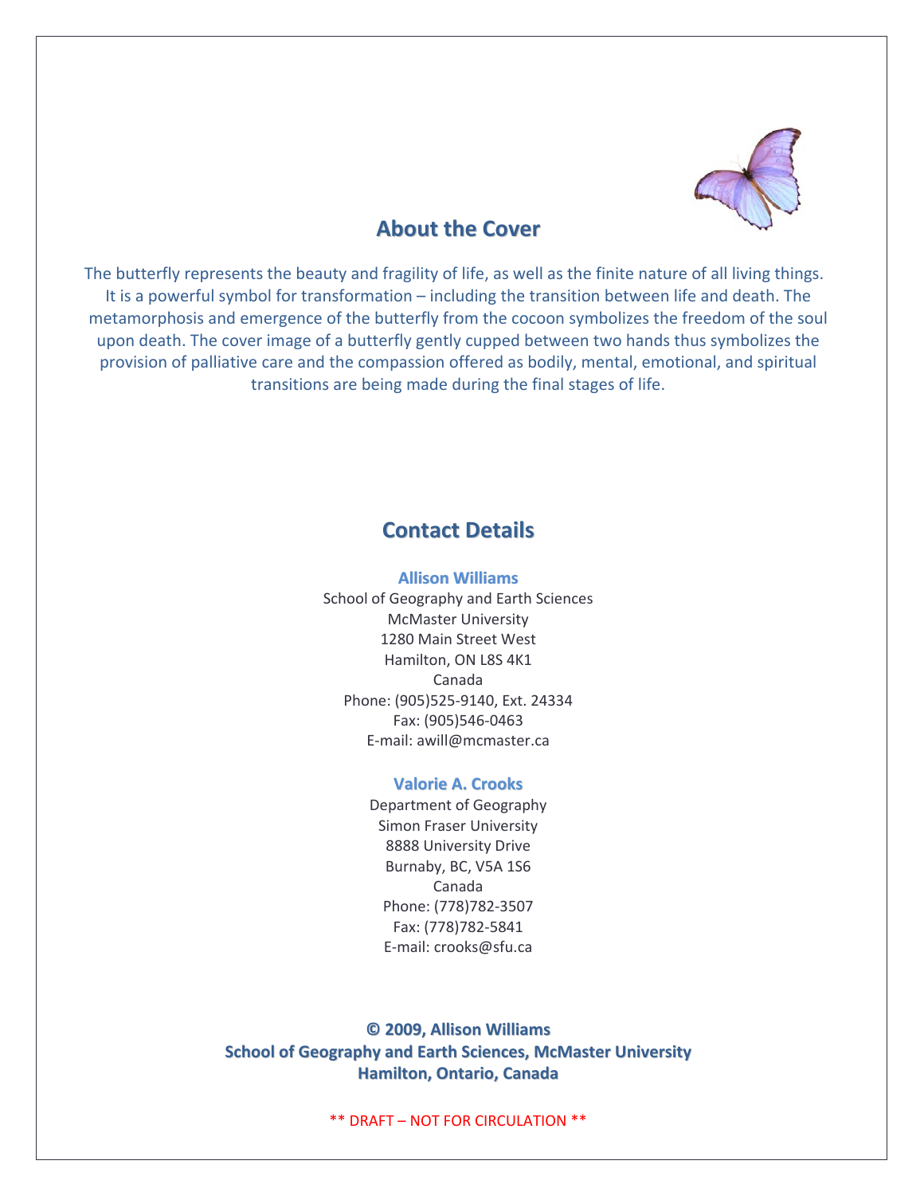## About the Cover

The butterfly represents the beauty and fragility of life, as well as the finite nature of all living things. It is a powerful symbol for transformation – including the transition between life and death. The metamorphosis and emergence of the butterfly from the cocoon symbolizes the freedom of the soul upon death. The cover image of a butterfly gently cupped between two hands thus symbolizes the provision of palliative care and the compassion offered as bodily, mental, emotional, and spiritual transitions are being made during the final stages of life.

## Contact Details

**Allison Williams**
School of Geography and Earth Sciences
McMaster University
1280 Main Street West
Hamilton, ON L8S 4K1
Canada
Phone: (905)525-9140, Ext. 24334
Fax: (905)546-0463
E-mail: awill@mcmaster.ca

**Valorie A. Crooks**
Department of Geography
Simon Fraser University
8888 University Drive
Burnaby, BC, V5A 1S6
Canada
Phone: (778)782-3507
Fax: (778)782-5841
E-mail: crooks@sfu.ca

**© 2009, Allison Williams**
**School of Geography and Earth Sciences, McMaster University**
**Hamilton, Ontario, Canada**

** DRAFT – NOT FOR CIRCULATION **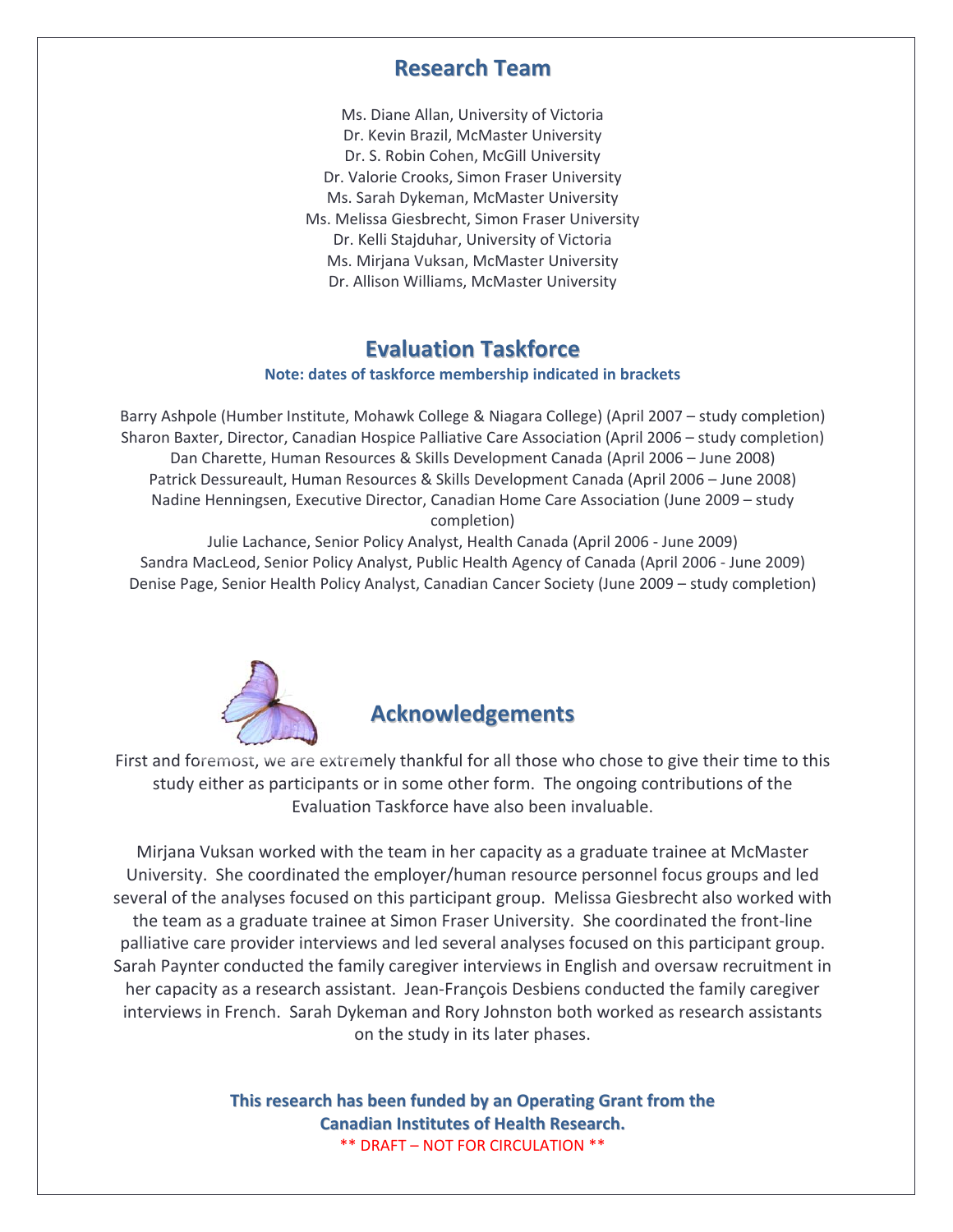## Research Team

Ms. Diane Allan, University of Victoria
Dr. Kevin Brazil, McMaster University
Dr. S. Robin Cohen, McGill University
Dr. Valorie Crooks, Simon Fraser University
Ms. Sarah Dykeman, McMaster University
Ms. Melissa Giesbrecht, Simon Fraser University
Dr. Kelli Stajduhar, University of Victoria
Ms. Mirjana Vuksan, McMaster University
Dr. Allison Williams, McMaster University

## Evaluation Taskforce

**Note: dates of taskforce membership indicated in brackets**

Barry Ashpole (Humber Institute, Mohawk College & Niagara College) (April 2007 – study completion)
Sharon Baxter, Director, Canadian Hospice Palliative Care Association (April 2006 – study completion)
Dan Charette, Human Resources & Skills Development Canada (April 2006 – June 2008)
Patrick Dessureault, Human Resources & Skills Development Canada (April 2006 – June 2008)
Nadine Henningsen, Executive Director, Canadian Home Care Association (June 2009 – study completion)
Julie Lachance, Senior Policy Analyst, Health Canada (April 2006 - June 2009)
Sandra MacLeod, Senior Policy Analyst, Public Health Agency of Canada (April 2006 - June 2009)
Denise Page, Senior Health Policy Analyst, Canadian Cancer Society (June 2009 – study completion)

## Acknowledgements

First and foremost, we are extremely thankful for all those who chose to give their time to this study either as participants or in some other form. The ongoing contributions of the Evaluation Taskforce have also been invaluable.

Mirjana Vuksan worked with the team in her capacity as a graduate trainee at McMaster University. She coordinated the employer/human resource personnel focus groups and led several of the analyses focused on this participant group. Melissa Giesbrecht also worked with the team as a graduate trainee at Simon Fraser University. She coordinated the front-line palliative care provider interviews and led several analyses focused on this participant group. Sarah Paynter conducted the family caregiver interviews in English and oversaw recruitment in her capacity as a research assistant. Jean-François Desbiens conducted the family caregiver interviews in French. Sarah Dykeman and Rory Johnston both worked as research assistants on the study in its later phases.

**This research has been funded by an Operating Grant from the Canadian Institutes of Health Research.**

** DRAFT – NOT FOR CIRCULATION **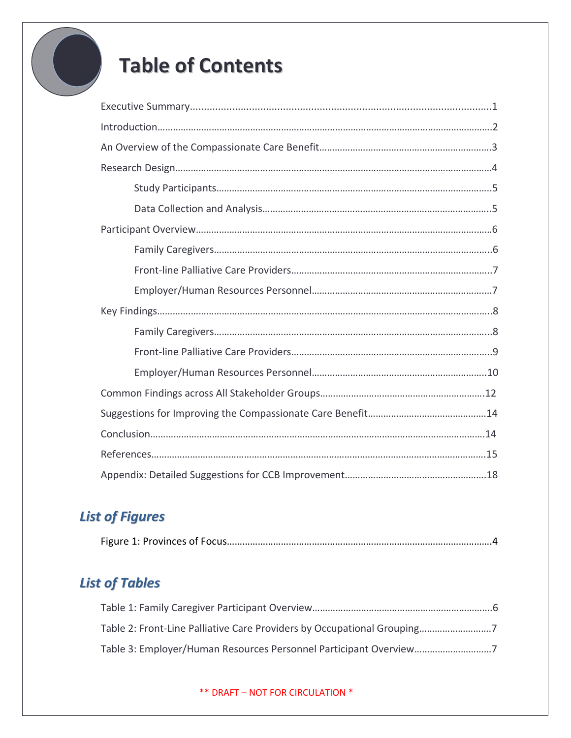# Table of Contents

Executive Summary....................................................................................................1

Introduction..............................................................................................................2

An Overview of the Compassionate Care Benefit....................................................3

Research Design.......................................................................................................4

- Study Participants.........................................................................................5
- Data Collection and Analysis.........................................................................5

Participant Overview.................................................................................................6

- Family Caregivers..........................................................................................6
- Front-line Palliative Care Providers...............................................................7
- Employer/Human Resources Personnel.........................................................7

Key Findings..............................................................................................................8

- Family Caregivers..........................................................................................8
- Front-line Palliative Care Providers...............................................................9
- Employer/Human Resources Personnel.........................................................10

Common Findings across All Stakeholder Groups....................................................12

Suggestions for Improving the Compassionate Care Benefit...................................14

Conclusion.................................................................................................................14

References.................................................................................................................15

Appendix: Detailed Suggestions for CCB Improvement...........................................18

## *List of Figures*

Figure 1: Provinces of Focus.......................................................................................4

## *List of Tables*

Table 1: Family Caregiver Participant Overview........................................................6

Table 2: Front-Line Palliative Care Providers by Occupational Grouping...................7

Table 3: Employer/Human Resources Personnel Participant Overview......................7

** DRAFT – NOT FOR CIRCULATION *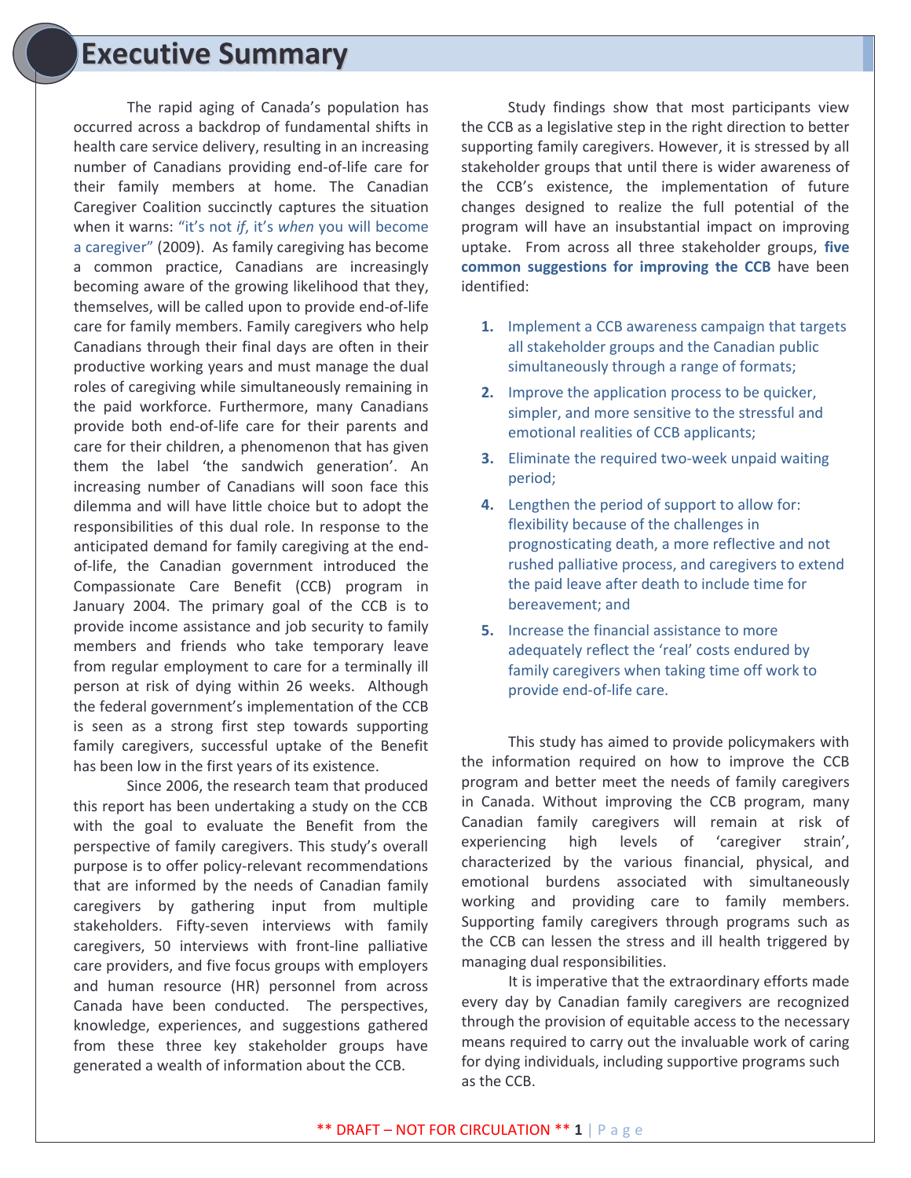# Executive Summary

The rapid aging of Canada's population has occurred across a backdrop of fundamental shifts in health care service delivery, resulting in an increasing number of Canadians providing end-of-life care for their family members at home. The Canadian Caregiver Coalition succinctly captures the situation when it warns: "it's not *if*, it's *when* you will become a caregiver" (2009). As family caregiving has become a common practice, Canadians are increasingly becoming aware of the growing likelihood that they, themselves, will be called upon to provide end-of-life care for family members. Family caregivers who help Canadians through their final days are often in their productive working years and must manage the dual roles of caregiving while simultaneously remaining in the paid workforce. Furthermore, many Canadians provide both end-of-life care for their parents and care for their children, a phenomenon that has given them the label 'the sandwich generation'. An increasing number of Canadians will soon face this dilemma and will have little choice but to adopt the responsibilities of this dual role. In response to the anticipated demand for family caregiving at the end-of-life, the Canadian government introduced the Compassionate Care Benefit (CCB) program in January 2004. The primary goal of the CCB is to provide income assistance and job security to family members and friends who take temporary leave from regular employment to care for a terminally ill person at risk of dying within 26 weeks. Although the federal government's implementation of the CCB is seen as a strong first step towards supporting family caregivers, successful uptake of the Benefit has been low in the first years of its existence.

Since 2006, the research team that produced this report has been undertaking a study on the CCB with the goal to evaluate the Benefit from the perspective of family caregivers. This study's overall purpose is to offer policy-relevant recommendations that are informed by the needs of Canadian family caregivers by gathering input from multiple stakeholders. Fifty-seven interviews with family caregivers, 50 interviews with front-line palliative care providers, and five focus groups with employers and human resource (HR) personnel from across Canada have been conducted. The perspectives, knowledge, experiences, and suggestions gathered from these three key stakeholder groups have generated a wealth of information about the CCB.

Study findings show that most participants view the CCB as a legislative step in the right direction to better supporting family caregivers. However, it is stressed by all stakeholder groups that until there is wider awareness of the CCB's existence, the implementation of future changes designed to realize the full potential of the program will have an insubstantial impact on improving uptake. From across all three stakeholder groups, **five common suggestions for improving the CCB** have been identified:

1. Implement a CCB awareness campaign that targets all stakeholder groups and the Canadian public simultaneously through a range of formats;
2. Improve the application process to be quicker, simpler, and more sensitive to the stressful and emotional realities of CCB applicants;
3. Eliminate the required two-week unpaid waiting period;
4. Lengthen the period of support to allow for: flexibility because of the challenges in prognosticating death, a more reflective and not rushed palliative process, and caregivers to extend the paid leave after death to include time for bereavement; and
5. Increase the financial assistance to more adequately reflect the 'real' costs endured by family caregivers when taking time off work to provide end-of-life care.

This study has aimed to provide policymakers with the information required on how to improve the CCB program and better meet the needs of family caregivers in Canada. Without improving the CCB program, many Canadian family caregivers will remain at risk of experiencing high levels of 'caregiver strain', characterized by the various financial, physical, and emotional burdens associated with simultaneously working and providing care to family members. Supporting family caregivers through programs such as the CCB can lessen the stress and ill health triggered by managing dual responsibilities.

It is imperative that the extraordinary efforts made every day by Canadian family caregivers are recognized through the provision of equitable access to the necessary means required to carry out the invaluable work of caring for dying individuals, including supportive programs such as the CCB.

** DRAFT – NOT FOR CIRCULATION **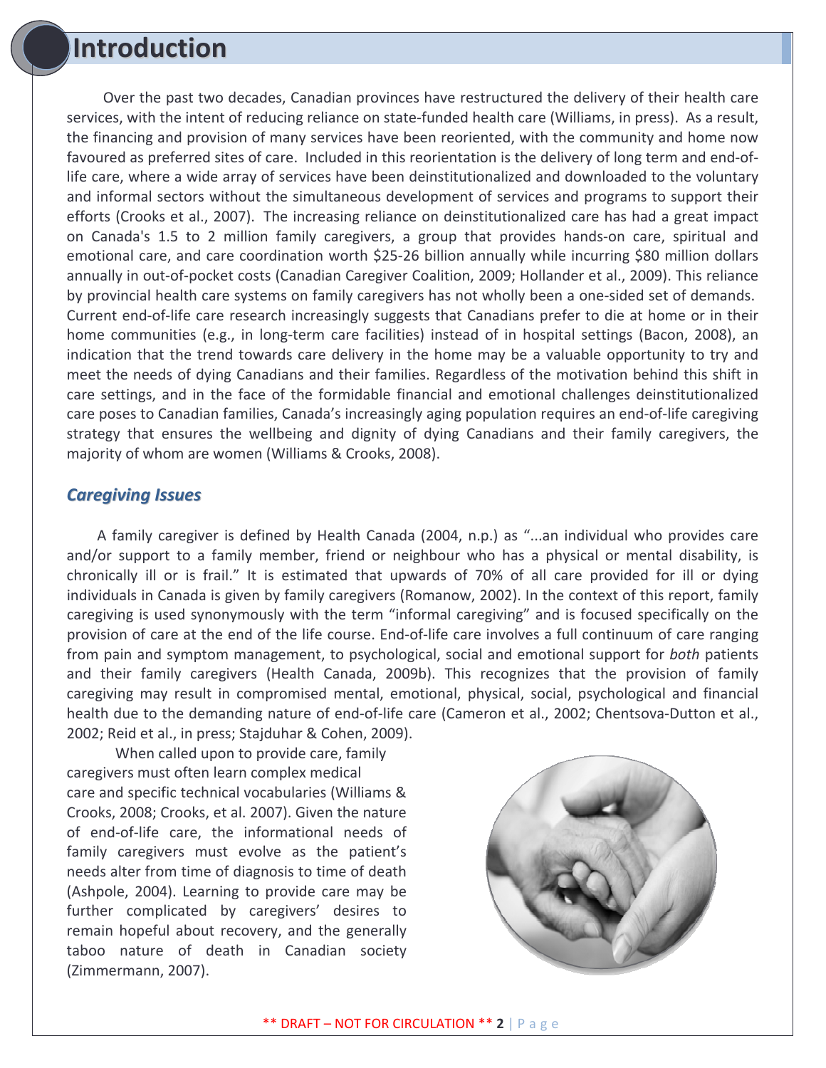# Introduction

Over the past two decades, Canadian provinces have restructured the delivery of their health care services, with the intent of reducing reliance on state-funded health care (Williams, in press). As a result, the financing and provision of many services have been reoriented, with the community and home now favoured as preferred sites of care. Included in this reorientation is the delivery of long term and end-of-life care, where a wide array of services have been deinstitutionalized and downloaded to the voluntary and informal sectors without the simultaneous development of services and programs to support their efforts (Crooks et al., 2007). The increasing reliance on deinstitutionalized care has had a great impact on Canada's 1.5 to 2 million family caregivers, a group that provides hands-on care, spiritual and emotional care, and care coordination worth $25-26 billion annually while incurring $80 million dollars annually in out-of-pocket costs (Canadian Caregiver Coalition, 2009; Hollander et al., 2009). This reliance by provincial health care systems on family caregivers has not wholly been a one-sided set of demands. Current end-of-life care research increasingly suggests that Canadians prefer to die at home or in their home communities (e.g., in long-term care facilities) instead of in hospital settings (Bacon, 2008), an indication that the trend towards care delivery in the home may be a valuable opportunity to try and meet the needs of dying Canadians and their families. Regardless of the motivation behind this shift in care settings, and in the face of the formidable financial and emotional challenges deinstitutionalized care poses to Canadian families, Canada's increasingly aging population requires an end-of-life caregiving strategy that ensures the wellbeing and dignity of dying Canadians and their family caregivers, the majority of whom are women (Williams & Crooks, 2008).

## *Caregiving Issues*

A family caregiver is defined by Health Canada (2004, n.p.) as "...an individual who provides care and/or support to a family member, friend or neighbour who has a physical or mental disability, is chronically ill or is frail." It is estimated that upwards of 70% of all care provided for ill or dying individuals in Canada is given by family caregivers (Romanow, 2002). In the context of this report, family caregiving is used synonymously with the term "informal caregiving" and is focused specifically on the provision of care at the end of the life course. End-of-life care involves a full continuum of care ranging from pain and symptom management, to psychological, social and emotional support for *both* patients and their family caregivers (Health Canada, 2009b). This recognizes that the provision of family caregiving may result in compromised mental, emotional, physical, social, psychological and financial health due to the demanding nature of end-of-life care (Cameron et al., 2002; Chentsova-Dutton et al., 2002; Reid et al., in press; Stajduhar & Cohen, 2009).

When called upon to provide care, family caregivers must often learn complex medical care and specific technical vocabularies (Williams & Crooks, 2008; Crooks, et al. 2007). Given the nature of end-of-life care, the informational needs of family caregivers must evolve as the patient's needs alter from time of diagnosis to time of death (Ashpole, 2004). Learning to provide care may be further complicated by caregivers' desires to remain hopeful about recovery, and the generally taboo nature of death in Canadian society (Zimmermann, 2007).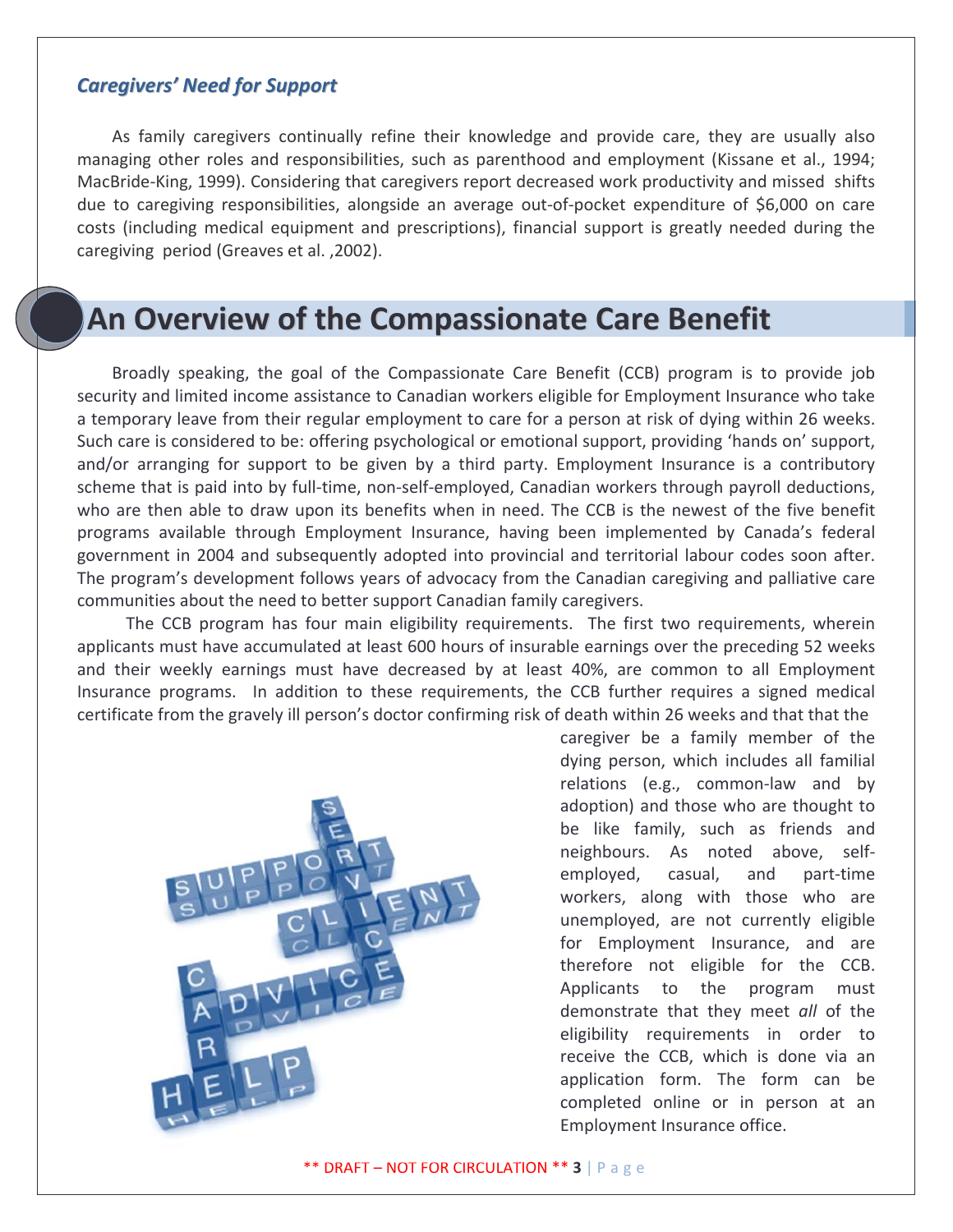### *Caregivers' Need for Support*

As family caregivers continually refine their knowledge and provide care, they are usually also managing other roles and responsibilities, such as parenthood and employment (Kissane et al., 1994; MacBride-King, 1999). Considering that caregivers report decreased work productivity and missed shifts due to caregiving responsibilities, alongside an average out-of-pocket expenditure of $6,000 on care costs (including medical equipment and prescriptions), financial support is greatly needed during the caregiving period (Greaves et al. ,2002).

## An Overview of the Compassionate Care Benefit

Broadly speaking, the goal of the Compassionate Care Benefit (CCB) program is to provide job security and limited income assistance to Canadian workers eligible for Employment Insurance who take a temporary leave from their regular employment to care for a person at risk of dying within 26 weeks. Such care is considered to be: offering psychological or emotional support, providing 'hands on' support, and/or arranging for support to be given by a third party. Employment Insurance is a contributory scheme that is paid into by full-time, non-self-employed, Canadian workers through payroll deductions, who are then able to draw upon its benefits when in need. The CCB is the newest of the five benefit programs available through Employment Insurance, having been implemented by Canada's federal government in 2004 and subsequently adopted into provincial and territorial labour codes soon after. The program's development follows years of advocacy from the Canadian caregiving and palliative care communities about the need to better support Canadian family caregivers.

The CCB program has four main eligibility requirements. The first two requirements, wherein applicants must have accumulated at least 600 hours of insurable earnings over the preceding 52 weeks and their weekly earnings must have decreased by at least 40%, are common to all Employment Insurance programs. In addition to these requirements, the CCB further requires a signed medical certificate from the gravely ill person's doctor confirming risk of death within 26 weeks and that that the caregiver be a family member of the dying person, which includes all familial relations (e.g., common-law and by adoption) and those who are thought to be like family, such as friends and neighbours. As noted above, self-employed, casual, and part-time workers, along with those who are unemployed, are not currently eligible for Employment Insurance, and are therefore not eligible for the CCB. Applicants to the program must demonstrate that they meet *all* of the eligibility requirements in order to receive the CCB, which is done via an application form. The form can be completed online or in person at an Employment Insurance office.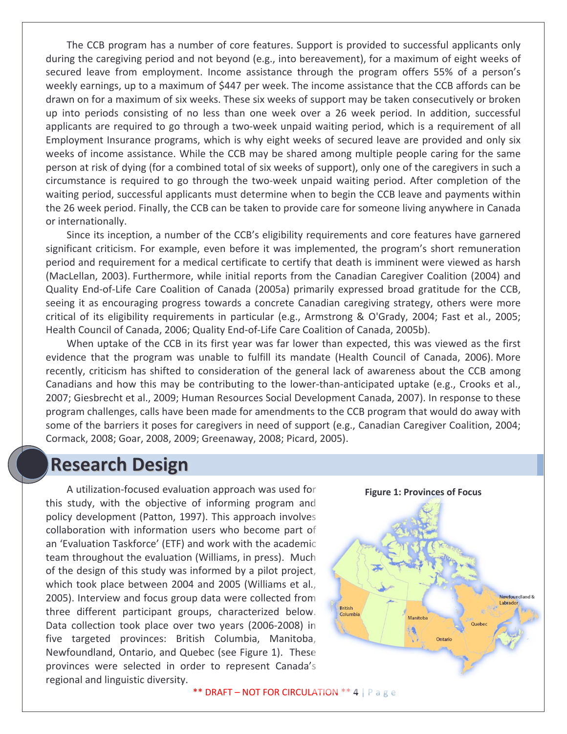The CCB program has a number of core features. Support is provided to successful applicants only during the caregiving period and not beyond (e.g., into bereavement), for a maximum of eight weeks of secured leave from employment. Income assistance through the program offers 55% of a person's weekly earnings, up to a maximum of $447 per week. The income assistance that the CCB affords can be drawn on for a maximum of six weeks. These six weeks of support may be taken consecutively or broken up into periods consisting of no less than one week over a 26 week period. In addition, successful applicants are required to go through a two-week unpaid waiting period, which is a requirement of all Employment Insurance programs, which is why eight weeks of secured leave are provided and only six weeks of income assistance. While the CCB may be shared among multiple people caring for the same person at risk of dying (for a combined total of six weeks of support), only one of the caregivers in such a circumstance is required to go through the two-week unpaid waiting period. After completion of the waiting period, successful applicants must determine when to begin the CCB leave and payments within the 26 week period. Finally, the CCB can be taken to provide care for someone living anywhere in Canada or internationally.

Since its inception, a number of the CCB's eligibility requirements and core features have garnered significant criticism. For example, even before it was implemented, the program's short remuneration period and requirement for a medical certificate to certify that death is imminent were viewed as harsh (MacLellan, 2003). Furthermore, while initial reports from the Canadian Caregiver Coalition (2004) and Quality End-of-Life Care Coalition of Canada (2005a) primarily expressed broad gratitude for the CCB, seeing it as encouraging progress towards a concrete Canadian caregiving strategy, others were more critical of its eligibility requirements in particular (e.g., Armstrong & O'Grady, 2004; Fast et al., 2005; Health Council of Canada, 2006; Quality End-of-Life Care Coalition of Canada, 2005b).

When uptake of the CCB in its first year was far lower than expected, this was viewed as the first evidence that the program was unable to fulfill its mandate (Health Council of Canada, 2006). More recently, criticism has shifted to consideration of the general lack of awareness about the CCB among Canadians and how this may be contributing to the lower-than-anticipated uptake (e.g., Crooks et al., 2007; Giesbrecht et al., 2009; Human Resources Social Development Canada, 2007). In response to these program challenges, calls have been made for amendments to the CCB program that would do away with some of the barriers it poses for caregivers in need of support (e.g., Canadian Caregiver Coalition, 2004; Cormack, 2008; Goar, 2008, 2009; Greenaway, 2008; Picard, 2005).

## Research Design

A utilization-focused evaluation approach was used for this study, with the objective of informing program and policy development (Patton, 1997). This approach involves collaboration with information users who become part of an 'Evaluation Taskforce' (ETF) and work with the academic team throughout the evaluation (Williams, in press). Much of the design of this study was informed by a pilot project, which took place between 2004 and 2005 (Williams et al., 2005). Interview and focus group data were collected from three different participant groups, characterized below. Data collection took place over two years (2006-2008) in five targeted provinces: British Columbia, Manitoba, Newfoundland, Ontario, and Quebec (see Figure 1). These provinces were selected in order to represent Canada's regional and linguistic diversity.

**Figure 1: Provinces of Focus**

British Columbia, Manitoba, Ontario, Quebec, Newfoundland & Labrador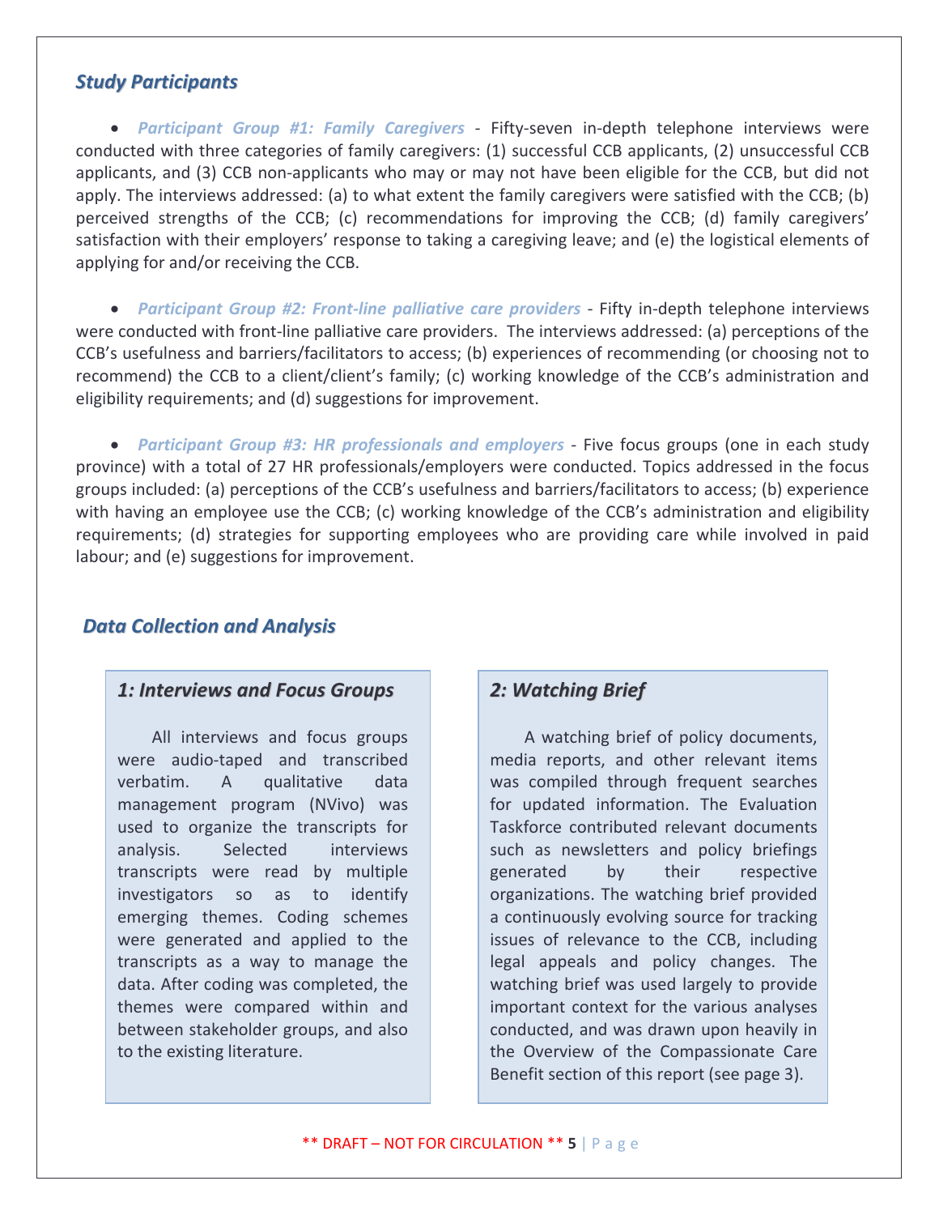## *Study Participants*

- ***Participant Group #1: Family Caregivers*** - Fifty-seven in-depth telephone interviews were conducted with three categories of family caregivers: (1) successful CCB applicants, (2) unsuccessful CCB applicants, and (3) CCB non-applicants who may or may not have been eligible for the CCB, but did not apply. The interviews addressed: (a) to what extent the family caregivers were satisfied with the CCB; (b) perceived strengths of the CCB; (c) recommendations for improving the CCB; (d) family caregivers' satisfaction with their employers' response to taking a caregiving leave; and (e) the logistical elements of applying for and/or receiving the CCB.

- ***Participant Group #2: Front-line palliative care providers*** - Fifty in-depth telephone interviews were conducted with front-line palliative care providers. The interviews addressed: (a) perceptions of the CCB's usefulness and barriers/facilitators to access; (b) experiences of recommending (or choosing not to recommend) the CCB to a client/client's family; (c) working knowledge of the CCB's administration and eligibility requirements; and (d) suggestions for improvement.

- ***Participant Group #3: HR professionals and employers*** - Five focus groups (one in each study province) with a total of 27 HR professionals/employers were conducted. Topics addressed in the focus groups included: (a) perceptions of the CCB's usefulness and barriers/facilitators to access; (b) experience with having an employee use the CCB; (c) working knowledge of the CCB's administration and eligibility requirements; (d) strategies for supporting employees who are providing care while involved in paid labour; and (e) suggestions for improvement.

## *Data Collection and Analysis*

### *1: Interviews and Focus Groups*

All interviews and focus groups were audio-taped and transcribed verbatim. A qualitative data management program (NVivo) was used to organize the transcripts for analysis. Selected interviews transcripts were read by multiple investigators so as to identify emerging themes. Coding schemes were generated and applied to the transcripts as a way to manage the data. After coding was completed, the themes were compared within and between stakeholder groups, and also to the existing literature.

### *2: Watching Brief*

A watching brief of policy documents, media reports, and other relevant items was compiled through frequent searches for updated information. The Evaluation Taskforce contributed relevant documents such as newsletters and policy briefings generated by their respective organizations. The watching brief provided a continuously evolving source for tracking issues of relevance to the CCB, including legal appeals and policy changes. The watching brief was used largely to provide important context for the various analyses conducted, and was drawn upon heavily in the Overview of the Compassionate Care Benefit section of this report (see page 3).

** DRAFT – NOT FOR CIRCULATION **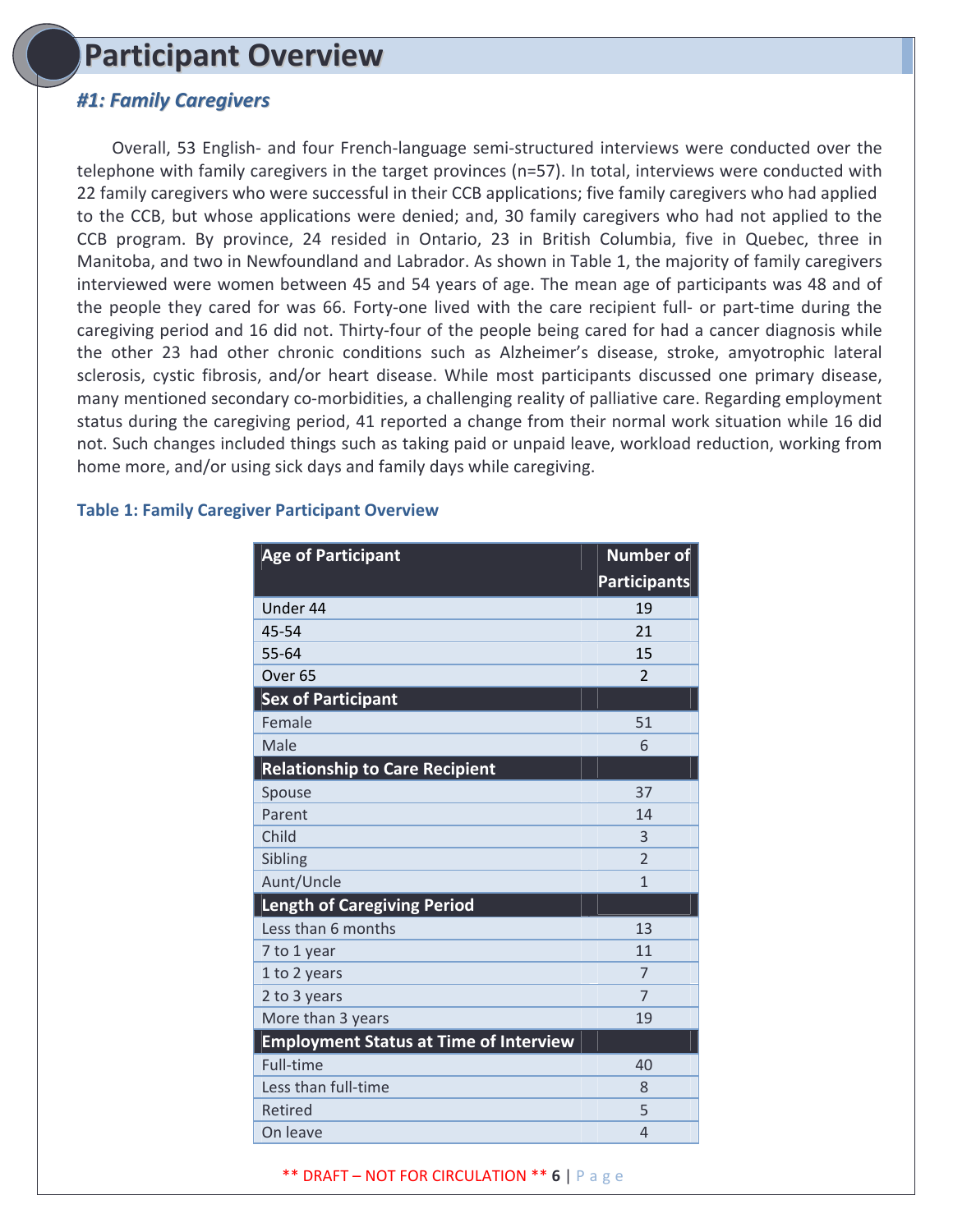# Participant Overview

## *#1: Family Caregivers*

Overall, 53 English- and four French-language semi-structured interviews were conducted over the telephone with family caregivers in the target provinces (n=57). In total, interviews were conducted with 22 family caregivers who were successful in their CCB applications; five family caregivers who had applied to the CCB, but whose applications were denied; and, 30 family caregivers who had not applied to the CCB program. By province, 24 resided in Ontario, 23 in British Columbia, five in Quebec, three in Manitoba, and two in Newfoundland and Labrador. As shown in Table 1, the majority of family caregivers interviewed were women between 45 and 54 years of age. The mean age of participants was 48 and of the people they cared for was 66. Forty-one lived with the care recipient full- or part-time during the caregiving period and 16 did not. Thirty-four of the people being cared for had a cancer diagnosis while the other 23 had other chronic conditions such as Alzheimer's disease, stroke, amyotrophic lateral sclerosis, cystic fibrosis, and/or heart disease. While most participants discussed one primary disease, many mentioned secondary co-morbidities, a challenging reality of palliative care. Regarding employment status during the caregiving period, 41 reported a change from their normal work situation while 16 did not. Such changes included things such as taking paid or unpaid leave, workload reduction, working from home more, and/or using sick days and family days while caregiving.

**Table 1: Family Caregiver Participant Overview**

| Age of Participant | Number of Participants |
|---|---|
| Under 44 | 19 |
| 45-54 | 21 |
| 55-64 | 15 |
| Over 65 | 2 |
| **Sex of Participant** | |
| Female | 51 |
| Male | 6 |
| **Relationship to Care Recipient** | |
| Spouse | 37 |
| Parent | 14 |
| Child | 3 |
| Sibling | 2 |
| Aunt/Uncle | 1 |
| **Length of Caregiving Period** | |
| Less than 6 months | 13 |
| 7 to 1 year | 11 |
| 1 to 2 years | 7 |
| 2 to 3 years | 7 |
| More than 3 years | 19 |
| **Employment Status at Time of Interview** | |
| Full-time | 40 |
| Less than full-time | 8 |
| Retired | 5 |
| On leave | 4 |

** DRAFT – NOT FOR CIRCULATION **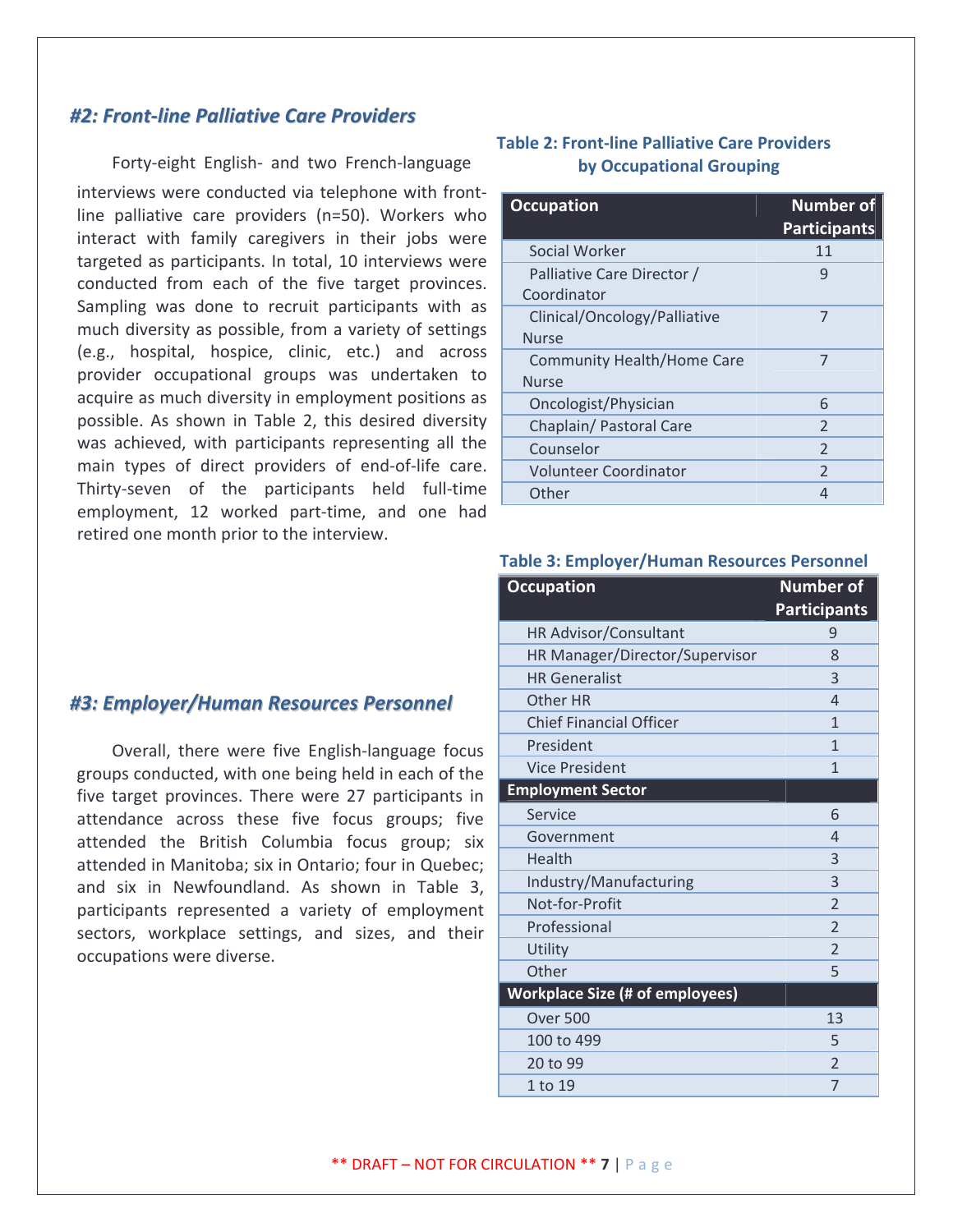### *#2: Front-line Palliative Care Providers*

Forty-eight English- and two French-language interviews were conducted via telephone with front-line palliative care providers (n=50). Workers who interact with family caregivers in their jobs were targeted as participants. In total, 10 interviews were conducted from each of the five target provinces. Sampling was done to recruit participants with as much diversity as possible, from a variety of settings (e.g., hospital, hospice, clinic, etc.) and across provider occupational groups was undertaken to acquire as much diversity in employment positions as possible. As shown in Table 2, this desired diversity was achieved, with participants representing all the main types of direct providers of end-of-life care. Thirty-seven of the participants held full-time employment, 12 worked part-time, and one had retired one month prior to the interview.

**Table 2: Front-line Palliative Care Providers by Occupational Grouping**

| Occupation | Number of Participants |
|---|---|
| Social Worker | 11 |
| Palliative Care Director / Coordinator | 9 |
| Clinical/Oncology/Palliative Nurse | 7 |
| Community Health/Home Care Nurse | 7 |
| Oncologist/Physician | 6 |
| Chaplain/ Pastoral Care | 2 |
| Counselor | 2 |
| Volunteer Coordinator | 2 |
| Other | 4 |

### *#3: Employer/Human Resources Personnel*

Overall, there were five English-language focus groups conducted, with one being held in each of the five target provinces. There were 27 participants in attendance across these five focus groups; five attended the British Columbia focus group; six attended in Manitoba; six in Ontario; four in Quebec; and six in Newfoundland. As shown in Table 3, participants represented a variety of employment sectors, workplace settings, and sizes, and their occupations were diverse.

**Table 3: Employer/Human Resources Personnel**

| Occupation | Number of Participants |
|---|---|
| HR Advisor/Consultant | 9 |
| HR Manager/Director/Supervisor | 8 |
| HR Generalist | 3 |
| Other HR | 4 |
| Chief Financial Officer | 1 |
| President | 1 |
| Vice President | 1 |
| **Employment Sector** | |
| Service | 6 |
| Government | 4 |
| Health | 3 |
| Industry/Manufacturing | 3 |
| Not-for-Profit | 2 |
| Professional | 2 |
| Utility | 2 |
| Other | 5 |
| **Workplace Size (# of employees)** | |
| Over 500 | 13 |
| 100 to 499 | 5 |
| 20 to 99 | 2 |
| 1 to 19 | 7 |

** DRAFT – NOT FOR CIRCULATION **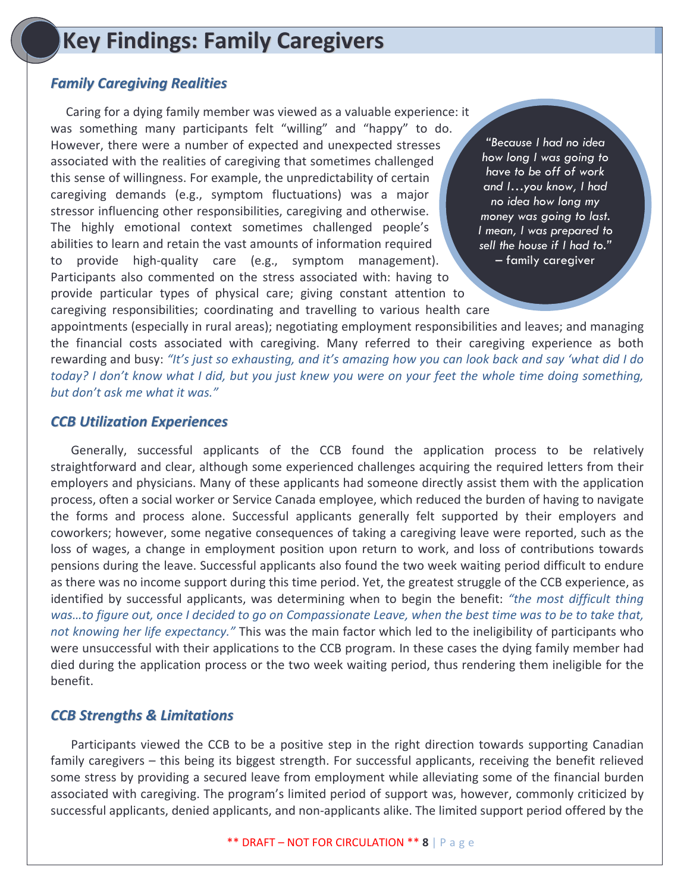# Key Findings: Family Caregivers

## *Family Caregiving Realities*

Caring for a dying family member was viewed as a valuable experience: it was something many participants felt "willing" and "happy" to do. However, there were a number of expected and unexpected stresses associated with the realities of caregiving that sometimes challenged this sense of willingness. For example, the unpredictability of certain caregiving demands (e.g., symptom fluctuations) was a major stressor influencing other responsibilities, caregiving and otherwise. The highly emotional context sometimes challenged people's abilities to learn and retain the vast amounts of information required to provide high-quality care (e.g., symptom management). Participants also commented on the stress associated with: having to provide particular types of physical care; giving constant attention to caregiving responsibilities; coordinating and travelling to various health care appointments (especially in rural areas); negotiating employment responsibilities and leaves; and managing the financial costs associated with caregiving. Many referred to their caregiving experience as both rewarding and busy: *"It's just so exhausting, and it's amazing how you can look back and say 'what did I do today? I don't know what I did, but you just knew you were on your feet the whole time doing something, but don't ask me what it was."*

> *"Because I had no idea how long I was going to have to be off of work and I…you know, I had no idea how long my money was going to last. I mean, I was prepared to sell the house if I had to."*
> – family caregiver

## *CCB Utilization Experiences*

Generally, successful applicants of the CCB found the application process to be relatively straightforward and clear, although some experienced challenges acquiring the required letters from their employers and physicians. Many of these applicants had someone directly assist them with the application process, often a social worker or Service Canada employee, which reduced the burden of having to navigate the forms and process alone. Successful applicants generally felt supported by their employers and coworkers; however, some negative consequences of taking a caregiving leave were reported, such as the loss of wages, a change in employment position upon return to work, and loss of contributions towards pensions during the leave. Successful applicants also found the two week waiting period difficult to endure as there was no income support during this time period. Yet, the greatest struggle of the CCB experience, as identified by successful applicants, was determining when to begin the benefit: *"the most difficult thing was…to figure out, once I decided to go on Compassionate Leave, when the best time was to be to take that, not knowing her life expectancy."* This was the main factor which led to the ineligibility of participants who were unsuccessful with their applications to the CCB program. In these cases the dying family member had died during the application process or the two week waiting period, thus rendering them ineligible for the benefit.

## *CCB Strengths & Limitations*

Participants viewed the CCB to be a positive step in the right direction towards supporting Canadian family caregivers – this being its biggest strength. For successful applicants, receiving the benefit relieved some stress by providing a secured leave from employment while alleviating some of the financial burden associated with caregiving. The program's limited period of support was, however, commonly criticized by successful applicants, denied applicants, and non-applicants alike. The limited support period offered by the

** DRAFT – NOT FOR CIRCULATION **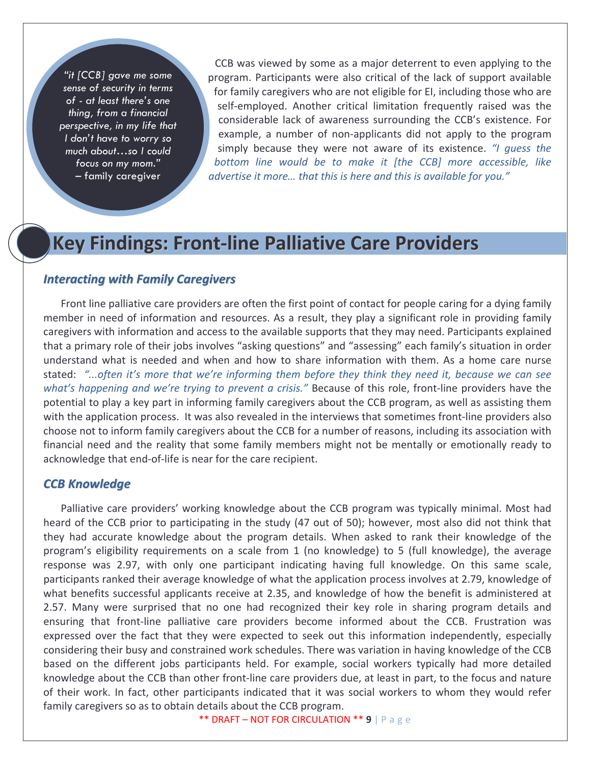"it [CCB] gave me some sense of security in terms of - at least there's one thing, from a financial perspective, in my life that I don't have to worry so much about…so I could focus on my mom." – family caregiver

CCB was viewed by some as a major deterrent to even applying to the program. Participants were also critical of the lack of support available for family caregivers who are not eligible for EI, including those who are self-employed. Another critical limitation frequently raised was the considerable lack of awareness surrounding the CCB's existence. For example, a number of non-applicants did not apply to the program simply because they were not aware of its existence. *"I guess the bottom line would be to make it [the CCB] more accessible, like advertise it more… that this is here and this is available for you."*

## Key Findings: Front-line Palliative Care Providers

### *Interacting with Family Caregivers*

Front line palliative care providers are often the first point of contact for people caring for a dying family member in need of information and resources. As a result, they play a significant role in providing family caregivers with information and access to the available supports that they may need. Participants explained that a primary role of their jobs involves "asking questions" and "assessing" each family's situation in order understand what is needed and when and how to share information with them. As a home care nurse stated: *"...often it's more that we're informing them before they think they need it, because we can see what's happening and we're trying to prevent a crisis."* Because of this role, front-line providers have the potential to play a key part in informing family caregivers about the CCB program, as well as assisting them with the application process. It was also revealed in the interviews that sometimes front-line providers also choose not to inform family caregivers about the CCB for a number of reasons, including its association with financial need and the reality that some family members might not be mentally or emotionally ready to acknowledge that end-of-life is near for the care recipient.

### *CCB Knowledge*

Palliative care providers' working knowledge about the CCB program was typically minimal. Most had heard of the CCB prior to participating in the study (47 out of 50); however, most also did not think that they had accurate knowledge about the program details. When asked to rank their knowledge of the program's eligibility requirements on a scale from 1 (no knowledge) to 5 (full knowledge), the average response was 2.97, with only one participant indicating having full knowledge. On this same scale, participants ranked their average knowledge of what the application process involves at 2.79, knowledge of what benefits successful applicants receive at 2.35, and knowledge of how the benefit is administered at 2.57. Many were surprised that no one had recognized their key role in sharing program details and ensuring that front-line palliative care providers become informed about the CCB. Frustration was expressed over the fact that they were expected to seek out this information independently, especially considering their busy and constrained work schedules. There was variation in having knowledge of the CCB based on the different jobs participants held. For example, social workers typically had more detailed knowledge about the CCB than other front-line care providers due, at least in part, to the focus and nature of their work. In fact, other participants indicated that it was social workers to whom they would refer family caregivers so as to obtain details about the CCB program.

** DRAFT – NOT FOR CIRCULATION **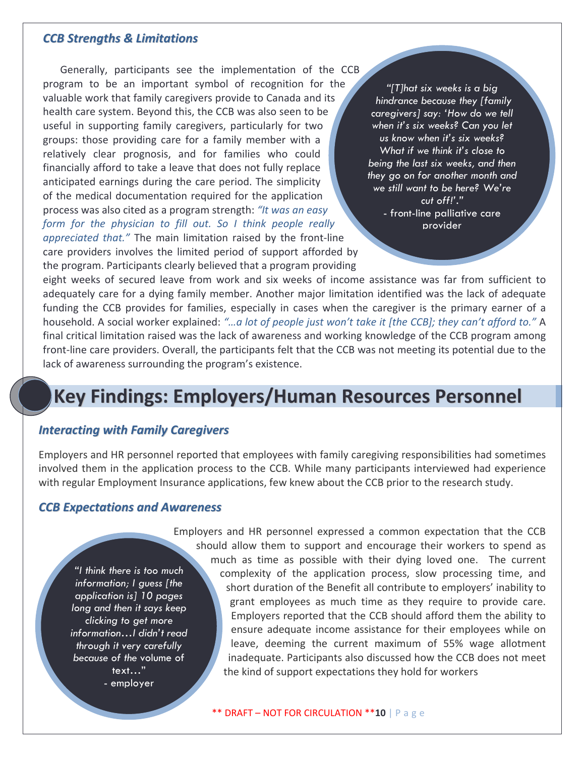### *CCB Strengths & Limitations*

Generally, participants see the implementation of the CCB program to be an important symbol of recognition for the valuable work that family caregivers provide to Canada and its health care system. Beyond this, the CCB was also seen to be useful in supporting family caregivers, particularly for two groups: those providing care for a family member with a relatively clear prognosis, and for families who could financially afford to take a leave that does not fully replace anticipated earnings during the care period. The simplicity of the medical documentation required for the application process was also cited as a program strength: *"It was an easy form for the physician to fill out. So I think people really appreciated that."* The main limitation raised by the front-line care providers involves the limited period of support afforded by the program. Participants clearly believed that a program providing eight weeks of secured leave from work and six weeks of income assistance was far from sufficient to adequately care for a dying family member. Another major limitation identified was the lack of adequate funding the CCB provides for families, especially in cases when the caregiver is the primary earner of a household. A social worker explained: *"…a lot of people just won't take it [the CCB]; they can't afford to."* A final critical limitation raised was the lack of awareness and working knowledge of the CCB program among front-line care providers. Overall, the participants felt that the CCB was not meeting its potential due to the lack of awareness surrounding the program's existence.

> *"[T]hat six weeks is a big hindrance because they [family caregivers] say: 'How do we tell when it's six weeks? Can you let us know when it's six weeks? What if we think it's close to being the last six weeks, and then they go on for another month and we still want to be here? We're cut off!'."*
> - front-line palliative care provider

## Key Findings: Employers/Human Resources Personnel

### *Interacting with Family Caregivers*

Employers and HR personnel reported that employees with family caregiving responsibilities had sometimes involved them in the application process to the CCB. While many participants interviewed had experience with regular Employment Insurance applications, few knew about the CCB prior to the research study.

### *CCB Expectations and Awareness*

Employers and HR personnel expressed a common expectation that the CCB should allow them to support and encourage their workers to spend as much as time as possible with their dying loved one. The current complexity of the application process, slow processing time, and short duration of the Benefit all contribute to employers' inability to grant employees as much time as they require to provide care. Employers reported that the CCB should afford them the ability to ensure adequate income assistance for their employees while on leave, deeming the current maximum of 55% wage allotment inadequate. Participants also discussed how the CCB does not meet the kind of support expectations they hold for workers

> *"I think there is too much information; I guess [the application is] 10 pages long and then it says keep clicking to get more information…I didn't read through it very carefully because of the volume of text…"*
> - employer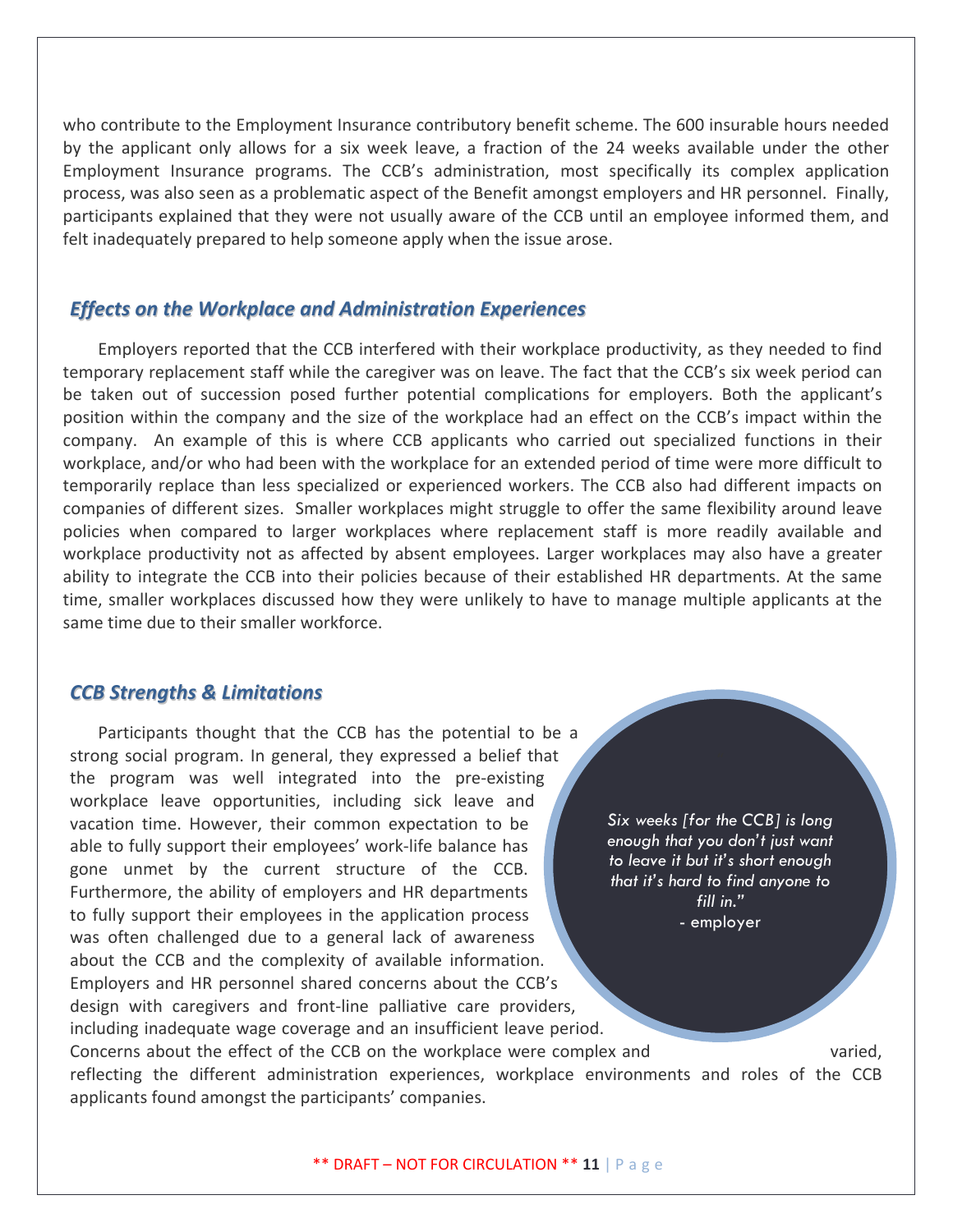who contribute to the Employment Insurance contributory benefit scheme. The 600 insurable hours needed by the applicant only allows for a six week leave, a fraction of the 24 weeks available under the other Employment Insurance programs. The CCB's administration, most specifically its complex application process, was also seen as a problematic aspect of the Benefit amongst employers and HR personnel. Finally, participants explained that they were not usually aware of the CCB until an employee informed them, and felt inadequately prepared to help someone apply when the issue arose.

## *Effects on the Workplace and Administration Experiences*

Employers reported that the CCB interfered with their workplace productivity, as they needed to find temporary replacement staff while the caregiver was on leave. The fact that the CCB's six week period can be taken out of succession posed further potential complications for employers. Both the applicant's position within the company and the size of the workplace had an effect on the CCB's impact within the company. An example of this is where CCB applicants who carried out specialized functions in their workplace, and/or who had been with the workplace for an extended period of time were more difficult to temporarily replace than less specialized or experienced workers. The CCB also had different impacts on companies of different sizes. Smaller workplaces might struggle to offer the same flexibility around leave policies when compared to larger workplaces where replacement staff is more readily available and workplace productivity not as affected by absent employees. Larger workplaces may also have a greater ability to integrate the CCB into their policies because of their established HR departments. At the same time, smaller workplaces discussed how they were unlikely to have to manage multiple applicants at the same time due to their smaller workforce.

## *CCB Strengths & Limitations*

Participants thought that the CCB has the potential to be a strong social program. In general, they expressed a belief that the program was well integrated into the pre-existing workplace leave opportunities, including sick leave and vacation time. However, their common expectation to be able to fully support their employees' work-life balance has gone unmet by the current structure of the CCB. Furthermore, the ability of employers and HR departments to fully support their employees in the application process was often challenged due to a general lack of awareness about the CCB and the complexity of available information. Employers and HR personnel shared concerns about the CCB's design with caregivers and front-line palliative care providers, including inadequate wage coverage and an insufficient leave period. Concerns about the effect of the CCB on the workplace were complex and varied, reflecting the different administration experiences, workplace environments and roles of the CCB applicants found amongst the participants' companies.

> *Six weeks [for the CCB] is long enough that you don't just want to leave it but it's short enough that it's hard to find anyone to fill in."*
> - employer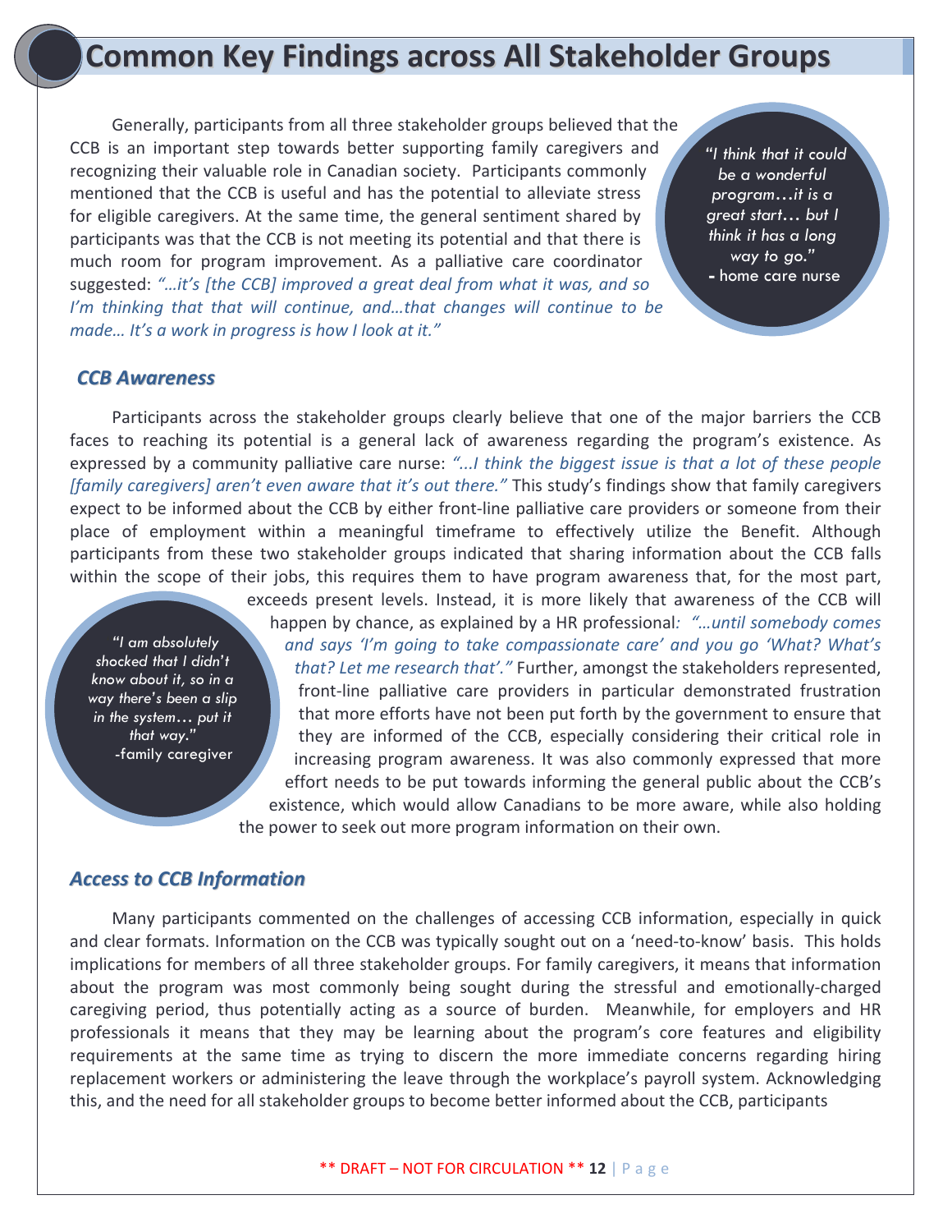# Common Key Findings across All Stakeholder Groups

Generally, participants from all three stakeholder groups believed that the CCB is an important step towards better supporting family caregivers and recognizing their valuable role in Canadian society. Participants commonly mentioned that the CCB is useful and has the potential to alleviate stress for eligible caregivers. At the same time, the general sentiment shared by participants was that the CCB is not meeting its potential and that there is much room for program improvement. As a palliative care coordinator suggested: *"…it's [the CCB] improved a great deal from what it was, and so I'm thinking that that will continue, and…that changes will continue to be made… It's a work in progress is how I look at it."*

> *"I think that it could be a wonderful program…it is a great start… but I think it has a long way to go."*
> - home care nurse

## *CCB Awareness*

Participants across the stakeholder groups clearly believe that one of the major barriers the CCB faces to reaching its potential is a general lack of awareness regarding the program's existence. As expressed by a community palliative care nurse: *"...I think the biggest issue is that a lot of these people [family caregivers] aren't even aware that it's out there."* This study's findings show that family caregivers expect to be informed about the CCB by either front-line palliative care providers or someone from their place of employment within a meaningful timeframe to effectively utilize the Benefit. Although participants from these two stakeholder groups indicated that sharing information about the CCB falls within the scope of their jobs, this requires them to have program awareness that, for the most part, exceeds present levels. Instead, it is more likely that awareness of the CCB will happen by chance, as explained by a HR professional: *"…until somebody comes and says 'I'm going to take compassionate care' and you go 'What? What's that? Let me research that'."* Further, amongst the stakeholders represented, front-line palliative care providers in particular demonstrated frustration that more efforts have not been put forth by the government to ensure that they are informed of the CCB, especially considering their critical role in increasing program awareness. It was also commonly expressed that more effort needs to be put towards informing the general public about the CCB's existence, which would allow Canadians to be more aware, while also holding the power to seek out more program information on their own.

> *"I am absolutely shocked that I didn't know about it, so in a way there's been a slip in the system… put it that way."*
> -family caregiver

## *Access to CCB Information*

Many participants commented on the challenges of accessing CCB information, especially in quick and clear formats. Information on the CCB was typically sought out on a 'need-to-know' basis. This holds implications for members of all three stakeholder groups. For family caregivers, it means that information about the program was most commonly being sought during the stressful and emotionally-charged caregiving period, thus potentially acting as a source of burden. Meanwhile, for employers and HR professionals it means that they may be learning about the program's core features and eligibility requirements at the same time as trying to discern the more immediate concerns regarding hiring replacement workers or administering the leave through the workplace's payroll system. Acknowledging this, and the need for all stakeholder groups to become better informed about the CCB, participants

** DRAFT – NOT FOR CIRCULATION **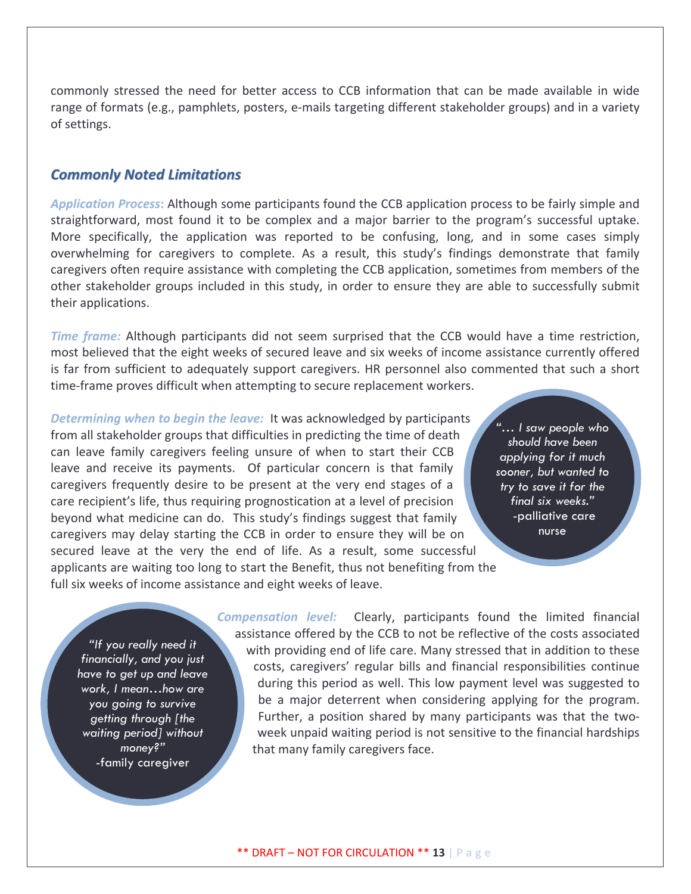commonly stressed the need for better access to CCB information that can be made available in wide range of formats (e.g., pamphlets, posters, e-mails targeting different stakeholder groups) and in a variety of settings.

## *Commonly Noted Limitations*

***Application Process*:** Although some participants found the CCB application process to be fairly simple and straightforward, most found it to be complex and a major barrier to the program's successful uptake. More specifically, the application was reported to be confusing, long, and in some cases simply overwhelming for caregivers to complete. As a result, this study's findings demonstrate that family caregivers often require assistance with completing the CCB application, sometimes from members of the other stakeholder groups included in this study, in order to ensure they are able to successfully submit their applications.

***Time frame:*** Although participants did not seem surprised that the CCB would have a time restriction, most believed that the eight weeks of secured leave and six weeks of income assistance currently offered is far from sufficient to adequately support caregivers. HR personnel also commented that such a short time-frame proves difficult when attempting to secure replacement workers.

***Determining when to begin the leave:*** It was acknowledged by participants from all stakeholder groups that difficulties in predicting the time of death can leave family caregivers feeling unsure of when to start their CCB leave and receive its payments. Of particular concern is that family caregivers frequently desire to be present at the very end stages of a care recipient's life, thus requiring prognostication at a level of precision beyond what medicine can do. This study's findings suggest that family caregivers may delay starting the CCB in order to ensure they will be on secured leave at the very the end of life. As a result, some successful applicants are waiting too long to start the Benefit, thus not benefiting from the full six weeks of income assistance and eight weeks of leave.

> *"… I saw people who should have been applying for it much sooner, but wanted to try to save it for the final six weeks."*
> -palliative care nurse

***Compensation level:*** Clearly, participants found the limited financial assistance offered by the CCB to not be reflective of the costs associated with providing end of life care. Many stressed that in addition to these costs, caregivers' regular bills and financial responsibilities continue during this period as well. This low payment level was suggested to be a major deterrent when considering applying for the program. Further, a position shared by many participants was that the two-week unpaid waiting period is not sensitive to the financial hardships that many family caregivers face.

> *"If you really need it financially, and you just have to get up and leave work, I mean…how are you going to survive getting through [the waiting period] without money?"*
> -family caregiver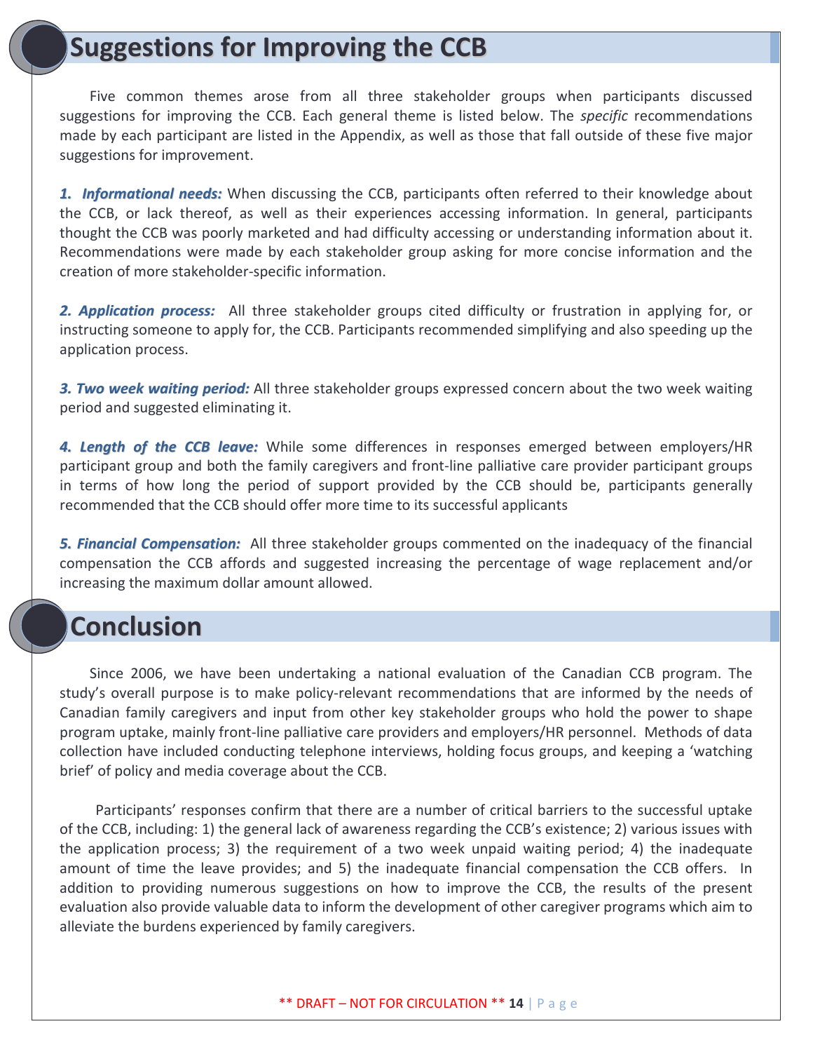## Suggestions for Improving the CCB

Five common themes arose from all three stakeholder groups when participants discussed suggestions for improving the CCB. Each general theme is listed below. The *specific* recommendations made by each participant are listed in the Appendix, as well as those that fall outside of these five major suggestions for improvement.

***1. Informational needs:*** When discussing the CCB, participants often referred to their knowledge about the CCB, or lack thereof, as well as their experiences accessing information. In general, participants thought the CCB was poorly marketed and had difficulty accessing or understanding information about it. Recommendations were made by each stakeholder group asking for more concise information and the creation of more stakeholder-specific information.

***2. Application process:*** All three stakeholder groups cited difficulty or frustration in applying for, or instructing someone to apply for, the CCB. Participants recommended simplifying and also speeding up the application process.

***3. Two week waiting period:*** All three stakeholder groups expressed concern about the two week waiting period and suggested eliminating it.

***4. Length of the CCB leave:*** While some differences in responses emerged between employers/HR participant group and both the family caregivers and front-line palliative care provider participant groups in terms of how long the period of support provided by the CCB should be, participants generally recommended that the CCB should offer more time to its successful applicants

***5. Financial Compensation:*** All three stakeholder groups commented on the inadequacy of the financial compensation the CCB affords and suggested increasing the percentage of wage replacement and/or increasing the maximum dollar amount allowed.

## Conclusion

Since 2006, we have been undertaking a national evaluation of the Canadian CCB program. The study's overall purpose is to make policy-relevant recommendations that are informed by the needs of Canadian family caregivers and input from other key stakeholder groups who hold the power to shape program uptake, mainly front-line palliative care providers and employers/HR personnel. Methods of data collection have included conducting telephone interviews, holding focus groups, and keeping a 'watching brief' of policy and media coverage about the CCB.

Participants' responses confirm that there are a number of critical barriers to the successful uptake of the CCB, including: 1) the general lack of awareness regarding the CCB's existence; 2) various issues with the application process; 3) the requirement of a two week unpaid waiting period; 4) the inadequate amount of time the leave provides; and 5) the inadequate financial compensation the CCB offers. In addition to providing numerous suggestions on how to improve the CCB, the results of the present evaluation also provide valuable data to inform the development of other caregiver programs which aim to alleviate the burdens experienced by family caregivers.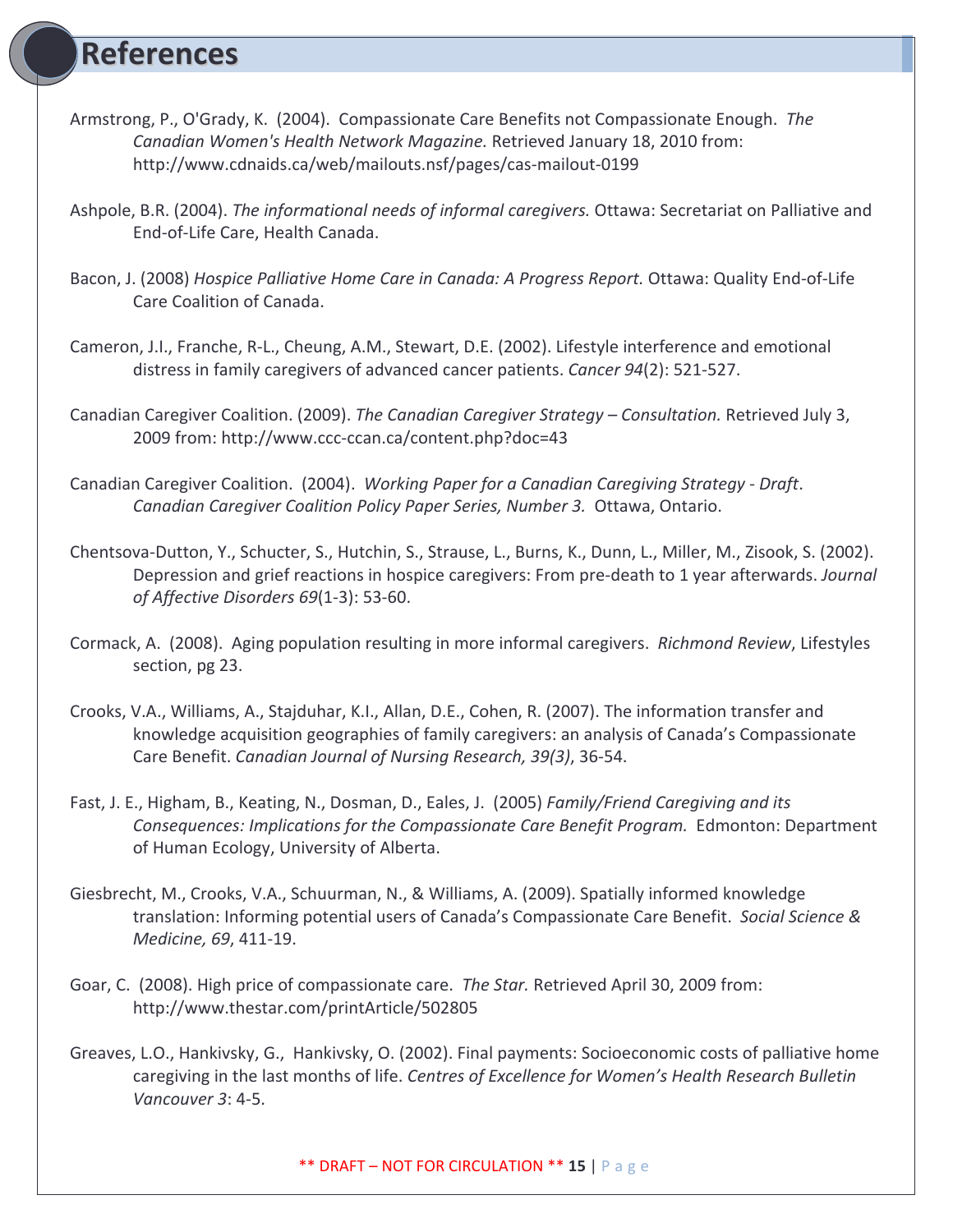# References

Armstrong, P., O'Grady, K. (2004). Compassionate Care Benefits not Compassionate Enough. *The Canadian Women's Health Network Magazine.* Retrieved January 18, 2010 from: http://www.cdnaids.ca/web/mailouts.nsf/pages/cas-mailout-0199

Ashpole, B.R. (2004). *The informational needs of informal caregivers.* Ottawa: Secretariat on Palliative and End-of-Life Care, Health Canada.

Bacon, J. (2008) *Hospice Palliative Home Care in Canada: A Progress Report.* Ottawa: Quality End-of-Life Care Coalition of Canada.

Cameron, J.I., Franche, R-L., Cheung, A.M., Stewart, D.E. (2002). Lifestyle interference and emotional distress in family caregivers of advanced cancer patients. *Cancer 94*(2): 521-527.

Canadian Caregiver Coalition. (2009). *The Canadian Caregiver Strategy – Consultation.* Retrieved July 3, 2009 from: http://www.ccc-ccan.ca/content.php?doc=43

Canadian Caregiver Coalition. (2004). *Working Paper for a Canadian Caregiving Strategy - Draft*. *Canadian Caregiver Coalition Policy Paper Series, Number 3.* Ottawa, Ontario.

Chentsova-Dutton, Y., Schucter, S., Hutchin, S., Strause, L., Burns, K., Dunn, L., Miller, M., Zisook, S. (2002). Depression and grief reactions in hospice caregivers: From pre-death to 1 year afterwards. *Journal of Affective Disorders 69*(1-3): 53-60.

Cormack, A. (2008). Aging population resulting in more informal caregivers. *Richmond Review*, Lifestyles section, pg 23.

Crooks, V.A., Williams, A., Stajduhar, K.I., Allan, D.E., Cohen, R. (2007). The information transfer and knowledge acquisition geographies of family caregivers: an analysis of Canada's Compassionate Care Benefit. *Canadian Journal of Nursing Research, 39(3)*, 36-54.

Fast, J. E., Higham, B., Keating, N., Dosman, D., Eales, J. (2005) *Family/Friend Caregiving and its Consequences: Implications for the Compassionate Care Benefit Program.* Edmonton: Department of Human Ecology, University of Alberta.

Giesbrecht, M., Crooks, V.A., Schuurman, N., & Williams, A. (2009). Spatially informed knowledge translation: Informing potential users of Canada's Compassionate Care Benefit. *Social Science & Medicine, 69*, 411-19.

Goar, C. (2008). High price of compassionate care. *The Star.* Retrieved April 30, 2009 from: http://www.thestar.com/printArticle/502805

Greaves, L.O., Hankivsky, G., Hankivsky, O. (2002). Final payments: Socioeconomic costs of palliative home caregiving in the last months of life. *Centres of Excellence for Women's Health Research Bulletin Vancouver 3*: 4-5.

** DRAFT – NOT FOR CIRCULATION **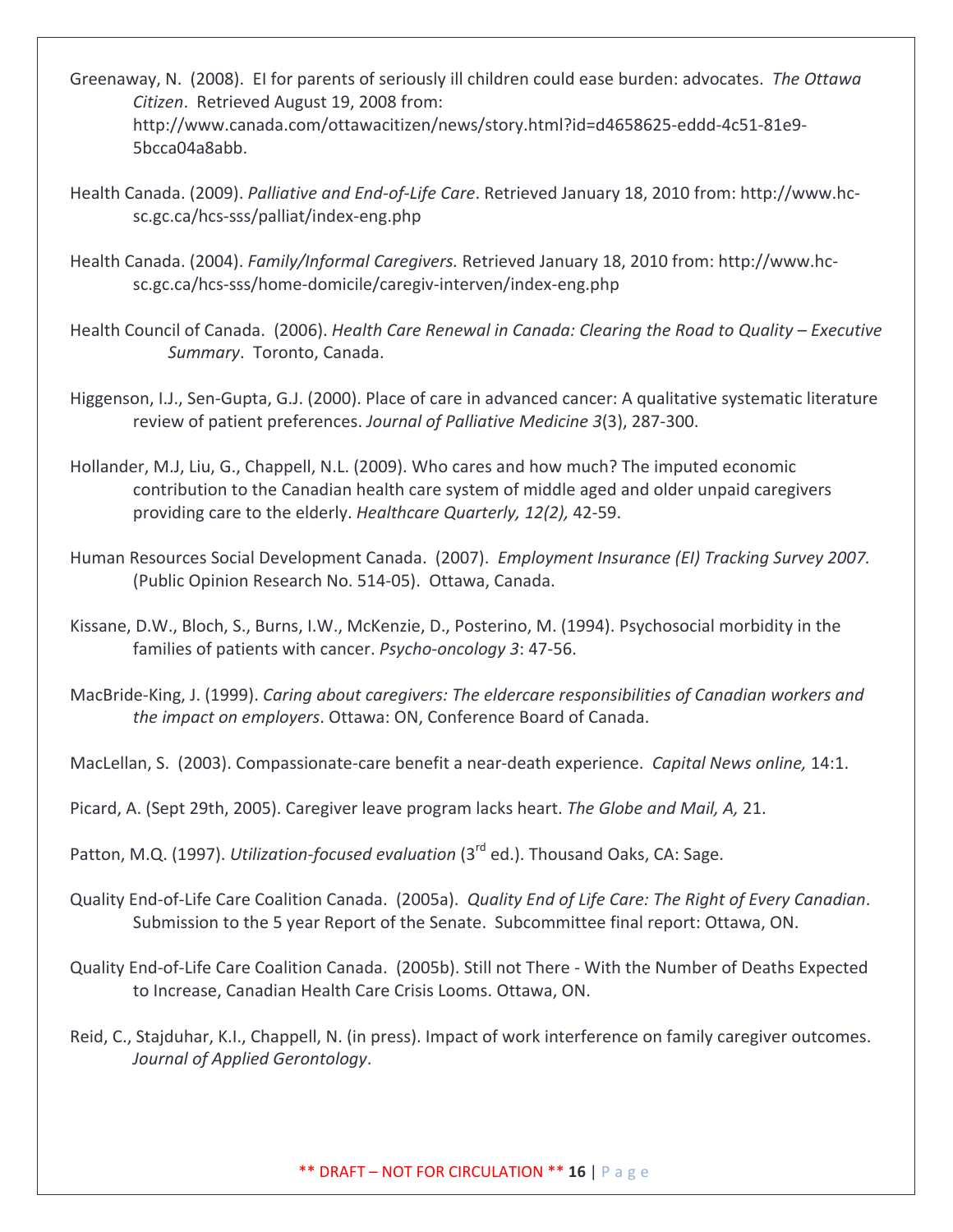Greenaway, N. (2008). EI for parents of seriously ill children could ease burden: advocates. *The Ottawa Citizen*. Retrieved August 19, 2008 from: http://www.canada.com/ottawacitizen/news/story.html?id=d4658625-eddd-4c51-81e9-5bcca04a8abb.

Health Canada. (2009). *Palliative and End-of-Life Care*. Retrieved January 18, 2010 from: http://www.hc-sc.gc.ca/hcs-sss/palliat/index-eng.php

Health Canada. (2004). *Family/Informal Caregivers.* Retrieved January 18, 2010 from: http://www.hc-sc.gc.ca/hcs-sss/home-domicile/caregiv-interven/index-eng.php

Health Council of Canada. (2006). *Health Care Renewal in Canada: Clearing the Road to Quality – Executive Summary*. Toronto, Canada.

Higgenson, I.J., Sen-Gupta, G.J. (2000). Place of care in advanced cancer: A qualitative systematic literature review of patient preferences. *Journal of Palliative Medicine 3*(3), 287-300.

Hollander, M.J, Liu, G., Chappell, N.L. (2009). Who cares and how much? The imputed economic contribution to the Canadian health care system of middle aged and older unpaid caregivers providing care to the elderly. *Healthcare Quarterly, 12(2),* 42-59.

Human Resources Social Development Canada. (2007). *Employment Insurance (EI) Tracking Survey 2007.* (Public Opinion Research No. 514-05). Ottawa, Canada.

Kissane, D.W., Bloch, S., Burns, I.W., McKenzie, D., Posterino, M. (1994). Psychosocial morbidity in the families of patients with cancer. *Psycho-oncology 3*: 47-56.

MacBride-King, J. (1999). *Caring about caregivers: The eldercare responsibilities of Canadian workers and the impact on employers*. Ottawa: ON, Conference Board of Canada.

MacLellan, S. (2003). Compassionate-care benefit a near-death experience. *Capital News online,* 14:1.

Picard, A. (Sept 29th, 2005). Caregiver leave program lacks heart. *The Globe and Mail, A,* 21.

Patton, M.Q. (1997). *Utilization-focused evaluation* (3rd ed.). Thousand Oaks, CA: Sage.

Quality End-of-Life Care Coalition Canada. (2005a). *Quality End of Life Care: The Right of Every Canadian*. Submission to the 5 year Report of the Senate. Subcommittee final report: Ottawa, ON.

Quality End-of-Life Care Coalition Canada. (2005b). Still not There - With the Number of Deaths Expected to Increase, Canadian Health Care Crisis Looms. Ottawa, ON.

Reid, C., Stajduhar, K.I., Chappell, N. (in press). Impact of work interference on family caregiver outcomes. *Journal of Applied Gerontology*.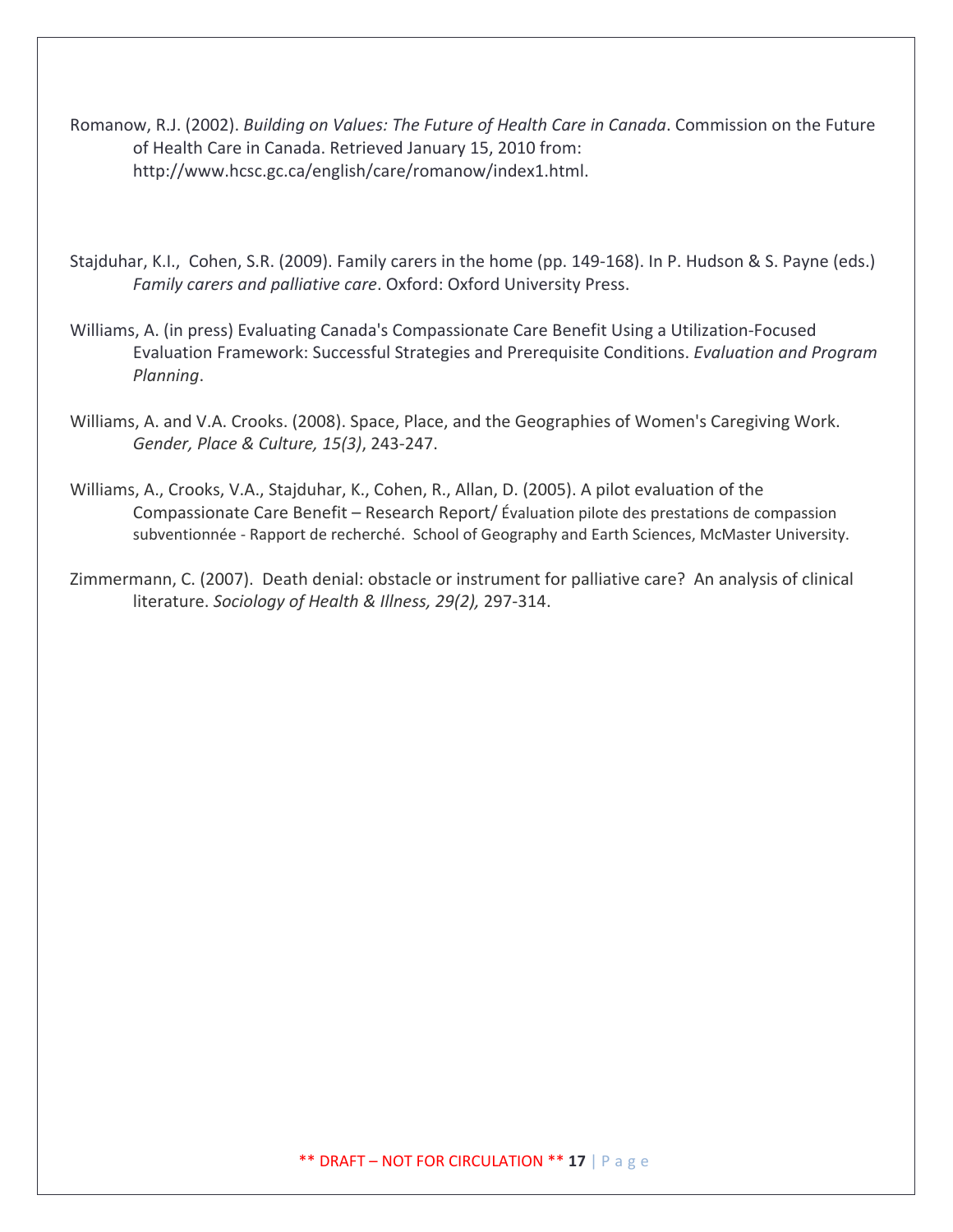Romanow, R.J. (2002). *Building on Values: The Future of Health Care in Canada*. Commission on the Future of Health Care in Canada. Retrieved January 15, 2010 from: http://www.hcsc.gc.ca/english/care/romanow/index1.html.

Stajduhar, K.I., Cohen, S.R. (2009). Family carers in the home (pp. 149-168). In P. Hudson & S. Payne (eds.) *Family carers and palliative care*. Oxford: Oxford University Press.

Williams, A. (in press) Evaluating Canada's Compassionate Care Benefit Using a Utilization-Focused Evaluation Framework: Successful Strategies and Prerequisite Conditions. *Evaluation and Program Planning*.

Williams, A. and V.A. Crooks. (2008). Space, Place, and the Geographies of Women's Caregiving Work. *Gender, Place & Culture, 15(3)*, 243-247.

Williams, A., Crooks, V.A., Stajduhar, K., Cohen, R., Allan, D. (2005). A pilot evaluation of the Compassionate Care Benefit – Research Report/ Évaluation pilote des prestations de compassion subventionnée - Rapport de recherché. School of Geography and Earth Sciences, McMaster University.

Zimmermann, C. (2007). Death denial: obstacle or instrument for palliative care? An analysis of clinical literature. *Sociology of Health & Illness, 29(2),* 297-314.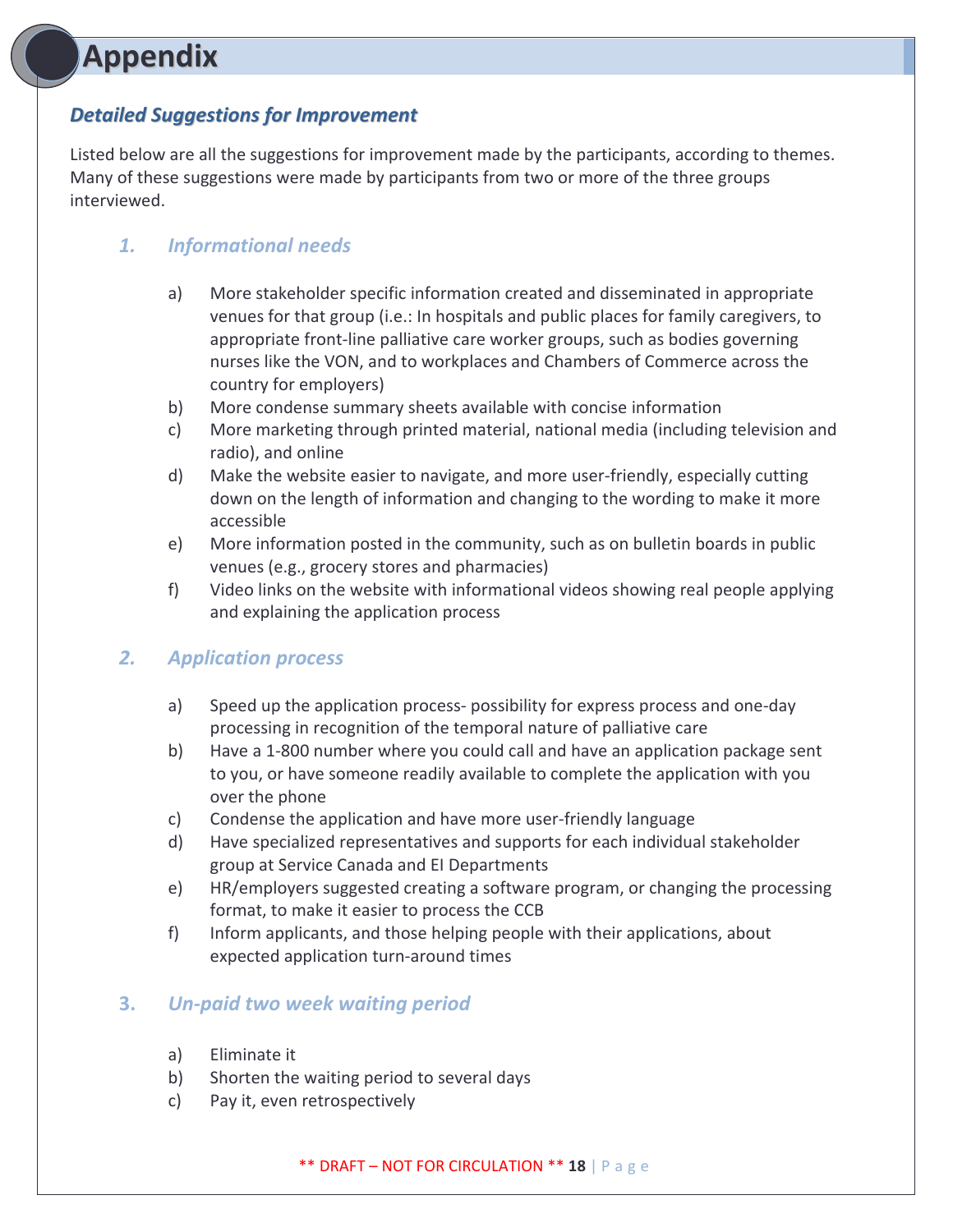# Appendix

## *Detailed Suggestions for Improvement*

Listed below are all the suggestions for improvement made by the participants, according to themes. Many of these suggestions were made by participants from two or more of the three groups interviewed.

### 1. *Informational needs*

a) More stakeholder specific information created and disseminated in appropriate venues for that group (i.e.: In hospitals and public places for family caregivers, to appropriate front-line palliative care worker groups, such as bodies governing nurses like the VON, and to workplaces and Chambers of Commerce across the country for employers)

b) More condense summary sheets available with concise information

c) More marketing through printed material, national media (including television and radio), and online

d) Make the website easier to navigate, and more user-friendly, especially cutting down on the length of information and changing to the wording to make it more accessible

e) More information posted in the community, such as on bulletin boards in public venues (e.g., grocery stores and pharmacies)

f) Video links on the website with informational videos showing real people applying and explaining the application process

### 2. *Application process*

a) Speed up the application process- possibility for express process and one-day processing in recognition of the temporal nature of palliative care

b) Have a 1-800 number where you could call and have an application package sent to you, or have someone readily available to complete the application with you over the phone

c) Condense the application and have more user-friendly language

d) Have specialized representatives and supports for each individual stakeholder group at Service Canada and EI Departments

e) HR/employers suggested creating a software program, or changing the processing format, to make it easier to process the CCB

f) Inform applicants, and those helping people with their applications, about expected application turn-around times

### 3. *Un-paid two week waiting period*

a) Eliminate it

b) Shorten the waiting period to several days

c) Pay it, even retrospectively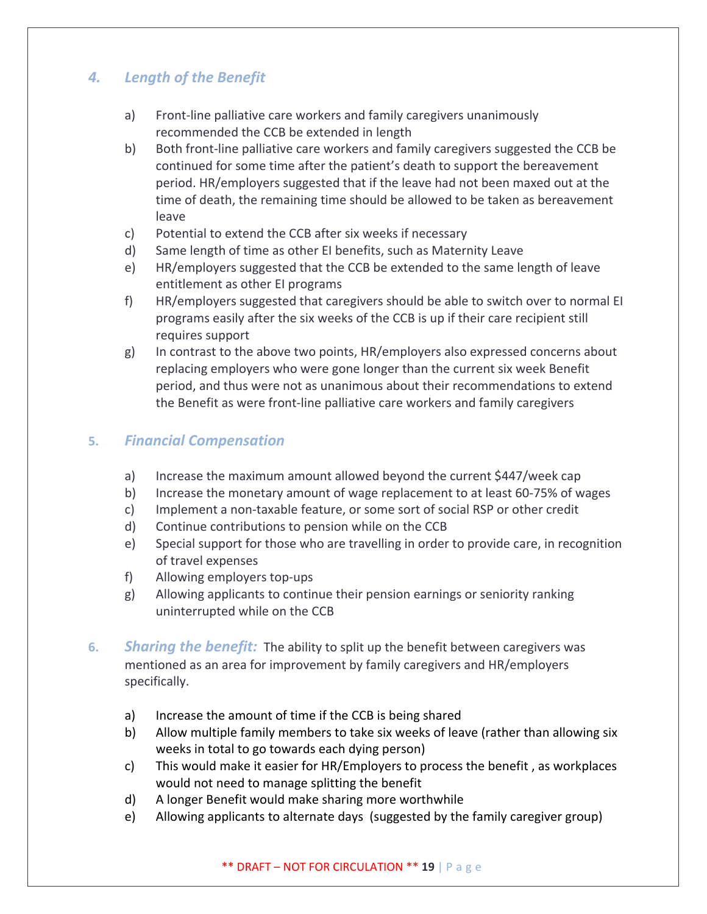### *4. Length of the Benefit*

a) Front-line palliative care workers and family caregivers unanimously recommended the CCB be extended in length
b) Both front-line palliative care workers and family caregivers suggested the CCB be continued for some time after the patient's death to support the bereavement period. HR/employers suggested that if the leave had not been maxed out at the time of death, the remaining time should be allowed to be taken as bereavement leave
c) Potential to extend the CCB after six weeks if necessary
d) Same length of time as other EI benefits, such as Maternity Leave
e) HR/employers suggested that the CCB be extended to the same length of leave entitlement as other EI programs
f) HR/employers suggested that caregivers should be able to switch over to normal EI programs easily after the six weeks of the CCB is up if their care recipient still requires support
g) In contrast to the above two points, HR/employers also expressed concerns about replacing employers who were gone longer than the current six week Benefit period, and thus were not as unanimous about their recommendations to extend the Benefit as were front-line palliative care workers and family caregivers

### 5. *Financial Compensation*

a) Increase the maximum amount allowed beyond the current $447/week cap
b) Increase the monetary amount of wage replacement to at least 60-75% of wages
c) Implement a non-taxable feature, or some sort of social RSP or other credit
d) Continue contributions to pension while on the CCB
e) Special support for those who are travelling in order to provide care, in recognition of travel expenses
f) Allowing employers top-ups
g) Allowing applicants to continue their pension earnings or seniority ranking uninterrupted while on the CCB

### 6. *Sharing the benefit:*

The ability to split up the benefit between caregivers was mentioned as an area for improvement by family caregivers and HR/employers specifically.

a) Increase the amount of time if the CCB is being shared
b) Allow multiple family members to take six weeks of leave (rather than allowing six weeks in total to go towards each dying person)
c) This would make it easier for HR/Employers to process the benefit , as workplaces would not need to manage splitting the benefit
d) A longer Benefit would make sharing more worthwhile
e) Allowing applicants to alternate days (suggested by the family caregiver group)

** DRAFT – NOT FOR CIRCULATION **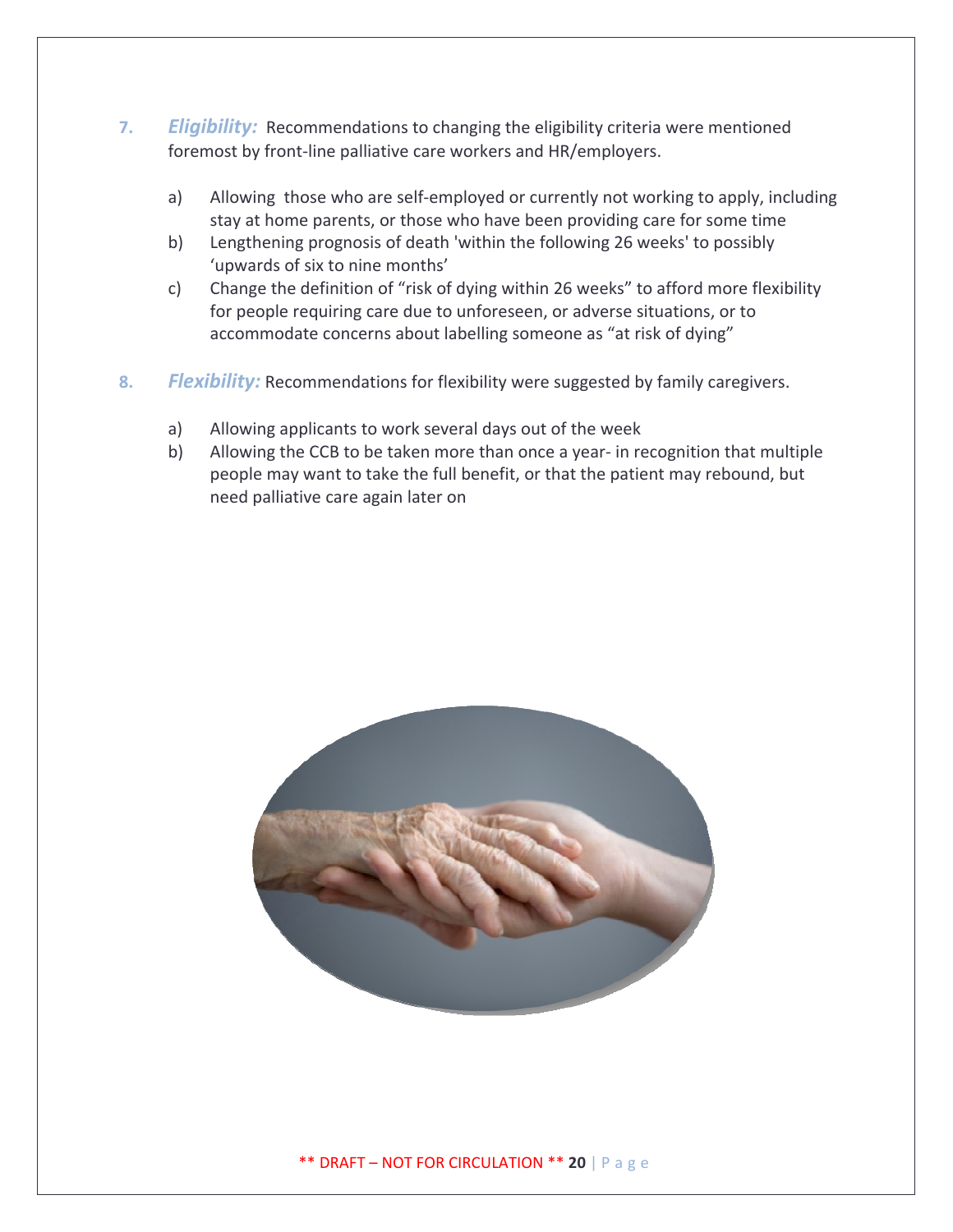7. ***Eligibility:*** Recommendations to changing the eligibility criteria were mentioned foremost by front-line palliative care workers and HR/employers.

   a) Allowing those who are self-employed or currently not working to apply, including stay at home parents, or those who have been providing care for some time
   b) Lengthening prognosis of death 'within the following 26 weeks' to possibly 'upwards of six to nine months'
   c) Change the definition of "risk of dying within 26 weeks" to afford more flexibility for people requiring care due to unforeseen, or adverse situations, or to accommodate concerns about labelling someone as "at risk of dying"

8. ***Flexibility:*** Recommendations for flexibility were suggested by family caregivers.

   a) Allowing applicants to work several days out of the week
   b) Allowing the CCB to be taken more than once a year- in recognition that multiple people may want to take the full benefit, or that the patient may rebound, but need palliative care again later on

** DRAFT – NOT FOR CIRCULATION **